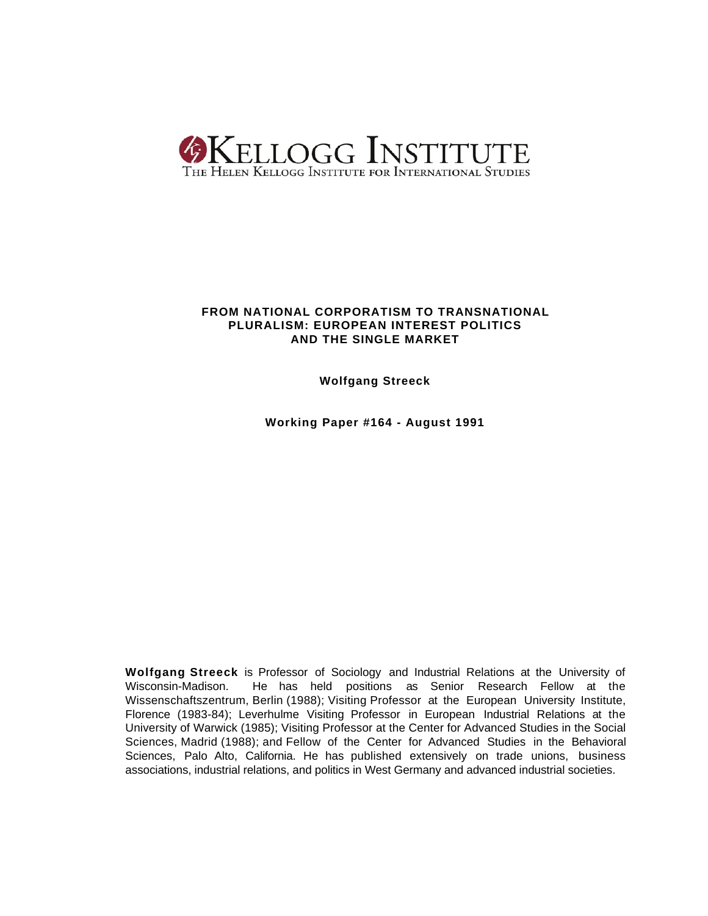KELLOGG INSTITUTE
THE HELEN KELLOGG INSTITUTE FOR INTERNATIONAL STUDIES

# FROM NATIONAL CORPORATISM TO TRANSNATIONAL PLURALISM: EUROPEAN INTEREST POLITICS AND THE SINGLE MARKET

**Wolfgang Streeck**

**Working Paper #164 - August 1991**

**Wolfgang Streeck** is Professor of Sociology and Industrial Relations at the University of Wisconsin-Madison. He has held positions as Senior Research Fellow at the Wissenschaftszentrum, Berlin (1988); Visiting Professor at the European University Institute, Florence (1983-84); Leverhulme Visiting Professor in European Industrial Relations at the University of Warwick (1985); Visiting Professor at the Center for Advanced Studies in the Social Sciences, Madrid (1988); and Fellow of the Center for Advanced Studies in the Behavioral Sciences, Palo Alto, California. He has published extensively on trade unions, business associations, industrial relations, and politics in West Germany and advanced industrial societies.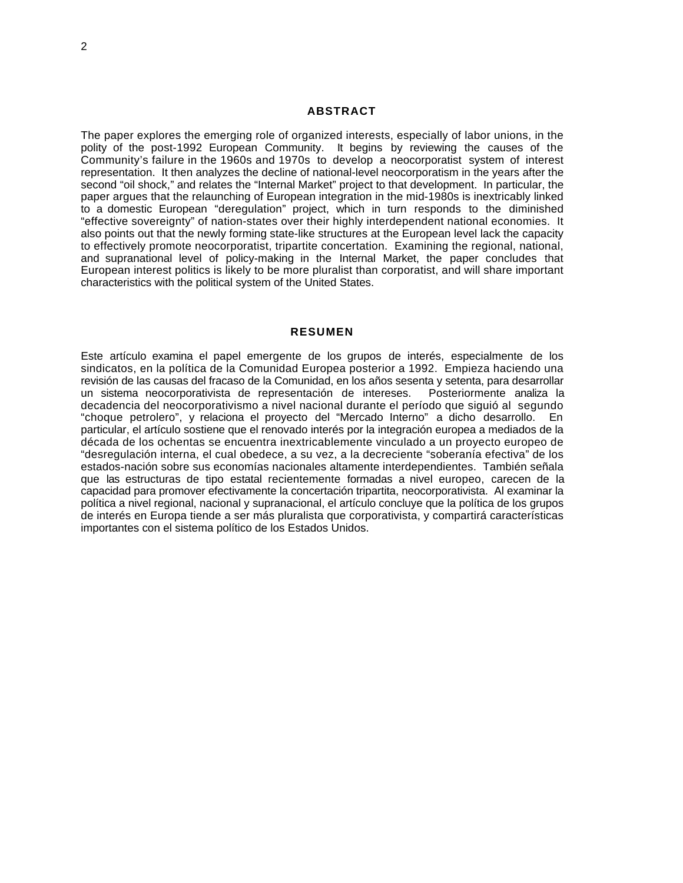## ABSTRACT

The paper explores the emerging role of organized interests, especially of labor unions, in the polity of the post-1992 European Community. It begins by reviewing the causes of the Community's failure in the 1960s and 1970s to develop a neocorporatist system of interest representation. It then analyzes the decline of national-level neocorporatism in the years after the second "oil shock," and relates the "Internal Market" project to that development. In particular, the paper argues that the relaunching of European integration in the mid-1980s is inextricably linked to a domestic European "deregulation" project, which in turn responds to the diminished "effective sovereignty" of nation-states over their highly interdependent national economies. It also points out that the newly forming state-like structures at the European level lack the capacity to effectively promote neocorporatist, tripartite concertation. Examining the regional, national, and supranational level of policy-making in the Internal Market, the paper concludes that European interest politics is likely to be more pluralist than corporatist, and will share important characteristics with the political system of the United States.

## RESUMEN

Este artículo examina el papel emergente de los grupos de interés, especialmente de los sindicatos, en la política de la Comunidad Europea posterior a 1992. Empieza haciendo una revisión de las causas del fracaso de la Comunidad, en los años sesenta y setenta, para desarrollar un sistema neocorporativista de representación de intereses. Posteriormente analiza la decadencia del neocorporativismo a nivel nacional durante el período que siguió al segundo "choque petrolero", y relaciona el proyecto del "Mercado Interno" a dicho desarrollo. En particular, el artículo sostiene que el renovado interés por la integración europea a mediados de la década de los ochentas se encuentra inextricablemente vinculado a un proyecto europeo de "desregulación interna, el cual obedece, a su vez, a la decreciente "soberanía efectiva" de los estados-nación sobre sus economías nacionales altamente interdependientes. También señala que las estructuras de tipo estatal recientemente formadas a nivel europeo, carecen de la capacidad para promover efectivamente la concertación tripartita, neocorporativista. Al examinar la política a nivel regional, nacional y supranacional, el artículo concluye que la política de los grupos de interés en Europa tiende a ser más pluralista que corporativista, y compartirá características importantes con el sistema político de los Estados Unidos.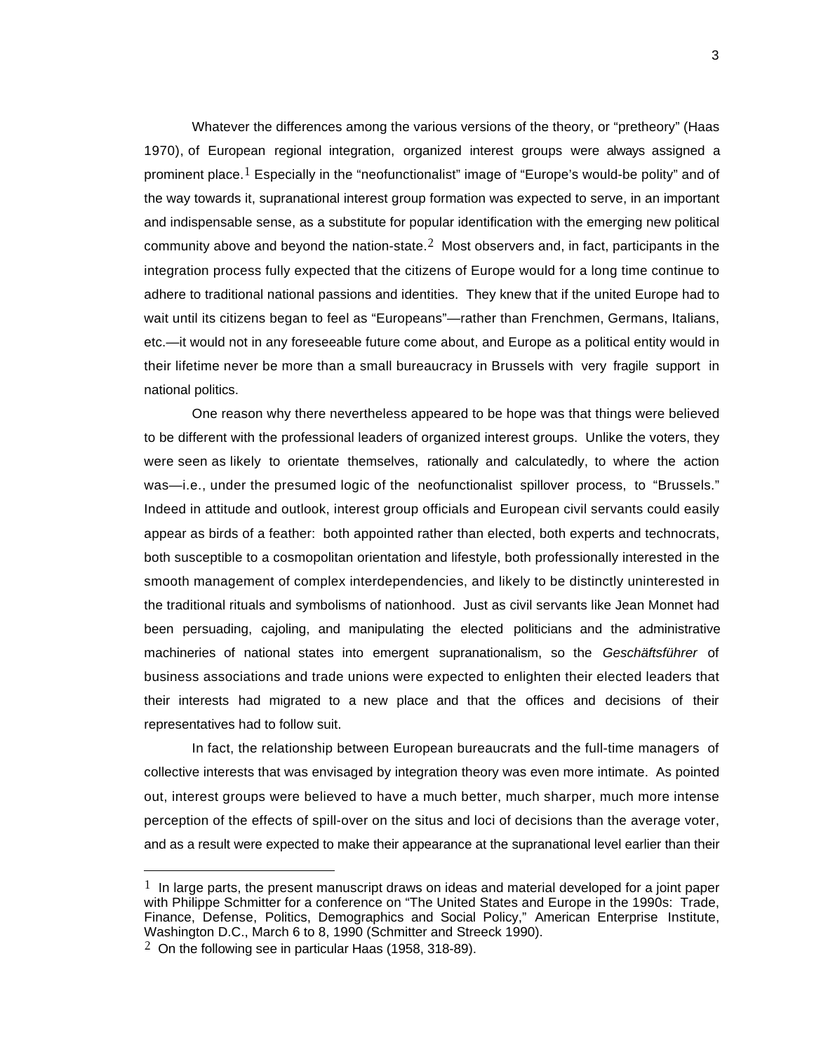Whatever the differences among the various versions of the theory, or "pretheory" (Haas 1970), of European regional integration, organized interest groups were always assigned a prominent place.[1] Especially in the "neofunctionalist" image of "Europe's would-be polity" and of the way towards it, supranational interest group formation was expected to serve, in an important and indispensable sense, as a substitute for popular identification with the emerging new political community above and beyond the nation-state.[2] Most observers and, in fact, participants in the integration process fully expected that the citizens of Europe would for a long time continue to adhere to traditional national passions and identities. They knew that if the united Europe had to wait until its citizens began to feel as "Europeans"—rather than Frenchmen, Germans, Italians, etc.—it would not in any foreseeable future come about, and Europe as a political entity would in their lifetime never be more than a small bureaucracy in Brussels with very fragile support in national politics.

One reason why there nevertheless appeared to be hope was that things were believed to be different with the professional leaders of organized interest groups. Unlike the voters, they were seen as likely to orientate themselves, rationally and calculatedly, to where the action was—i.e., under the presumed logic of the neofunctionalist spillover process, to "Brussels." Indeed in attitude and outlook, interest group officials and European civil servants could easily appear as birds of a feather: both appointed rather than elected, both experts and technocrats, both susceptible to a cosmopolitan orientation and lifestyle, both professionally interested in the smooth management of complex interdependencies, and likely to be distinctly uninterested in the traditional rituals and symbolisms of nationhood. Just as civil servants like Jean Monnet had been persuading, cajoling, and manipulating the elected politicians and the administrative machineries of national states into emergent supranationalism, so the *Geschäftsführer* of business associations and trade unions were expected to enlighten their elected leaders that their interests had migrated to a new place and that the offices and decisions of their representatives had to follow suit.

In fact, the relationship between European bureaucrats and the full-time managers of collective interests that was envisaged by integration theory was even more intimate. As pointed out, interest groups were believed to have a much better, much sharper, much more intense perception of the effects of spill-over on the situs and loci of decisions than the average voter, and as a result were expected to make their appearance at the supranational level earlier than their

---

[1] In large parts, the present manuscript draws on ideas and material developed for a joint paper with Philippe Schmitter for a conference on "The United States and Europe in the 1990s: Trade, Finance, Defense, Politics, Demographics and Social Policy," American Enterprise Institute, Washington D.C., March 6 to 8, 1990 (Schmitter and Streeck 1990).

[2] On the following see in particular Haas (1958, 318-89).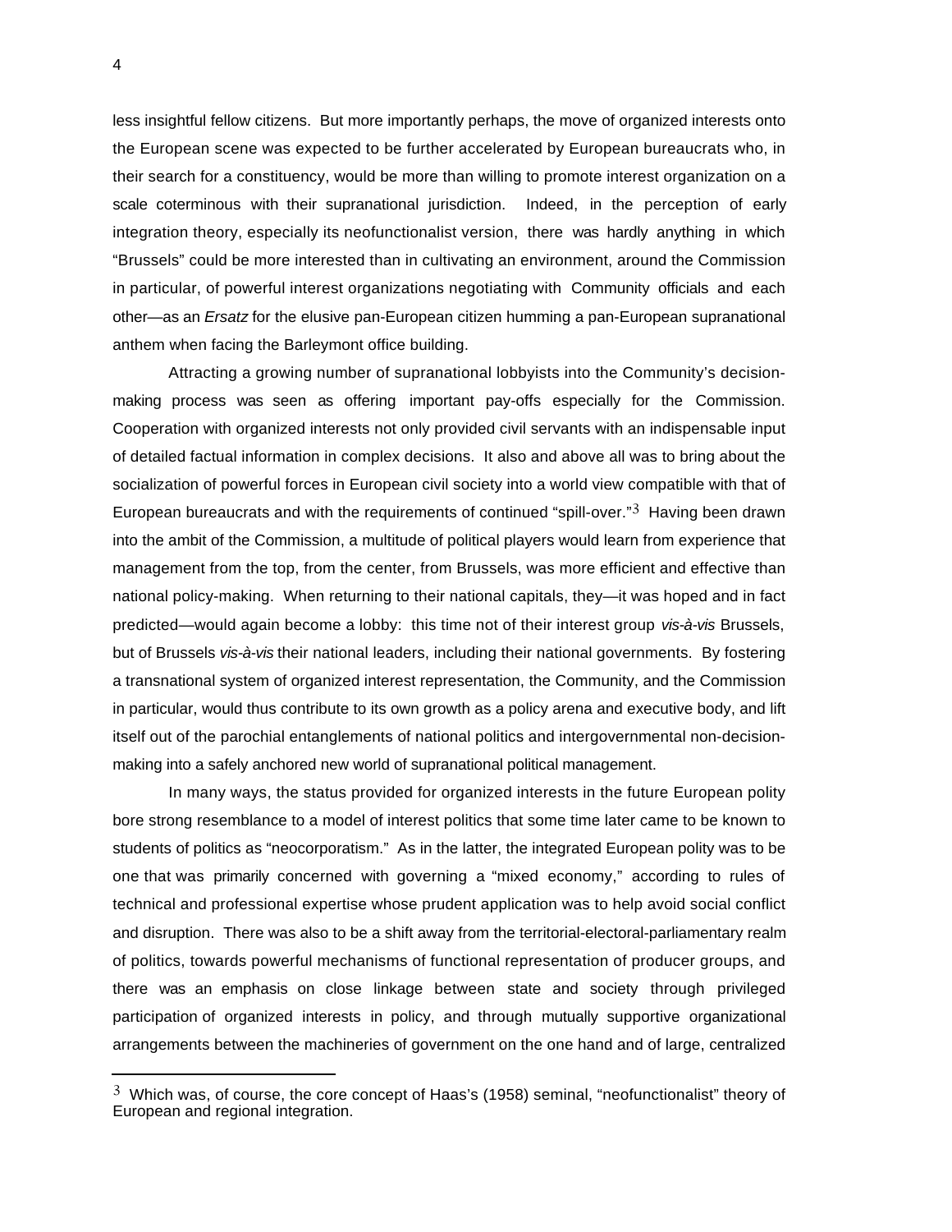less insightful fellow citizens. But more importantly perhaps, the move of organized interests onto the European scene was expected to be further accelerated by European bureaucrats who, in their search for a constituency, would be more than willing to promote interest organization on a scale coterminous with their supranational jurisdiction. Indeed, in the perception of early integration theory, especially its neofunctionalist version, there was hardly anything in which "Brussels" could be more interested than in cultivating an environment, around the Commission in particular, of powerful interest organizations negotiating with Community officials and each other—as an *Ersatz* for the elusive pan-European citizen humming a pan-European supranational anthem when facing the Barleymont office building.

Attracting a growing number of supranational lobbyists into the Community's decision-making process was seen as offering important pay-offs especially for the Commission. Cooperation with organized interests not only provided civil servants with an indispensable input of detailed factual information in complex decisions. It also and above all was to bring about the socialization of powerful forces in European civil society into a world view compatible with that of European bureaucrats and with the requirements of continued "spill-over."[3] Having been drawn into the ambit of the Commission, a multitude of political players would learn from experience that management from the top, from the center, from Brussels, was more efficient and effective than national policy-making. When returning to their national capitals, they—it was hoped and in fact predicted—would again become a lobby: this time not of their interest group *vis-à-vis* Brussels, but of Brussels *vis-à-vis* their national leaders, including their national governments. By fostering a transnational system of organized interest representation, the Community, and the Commission in particular, would thus contribute to its own growth as a policy arena and executive body, and lift itself out of the parochial entanglements of national politics and intergovernmental non-decision-making into a safely anchored new world of supranational political management.

In many ways, the status provided for organized interests in the future European polity bore strong resemblance to a model of interest politics that some time later came to be known to students of politics as "neocorporatism." As in the latter, the integrated European polity was to be one that was primarily concerned with governing a "mixed economy," according to rules of technical and professional expertise whose prudent application was to help avoid social conflict and disruption. There was also to be a shift away from the territorial-electoral-parliamentary realm of politics, towards powerful mechanisms of functional representation of producer groups, and there was an emphasis on close linkage between state and society through privileged participation of organized interests in policy, and through mutually supportive organizational arrangements between the machineries of government on the one hand and of large, centralized

[3] Which was, of course, the core concept of Haas's (1958) seminal, "neofunctionalist" theory of European and regional integration.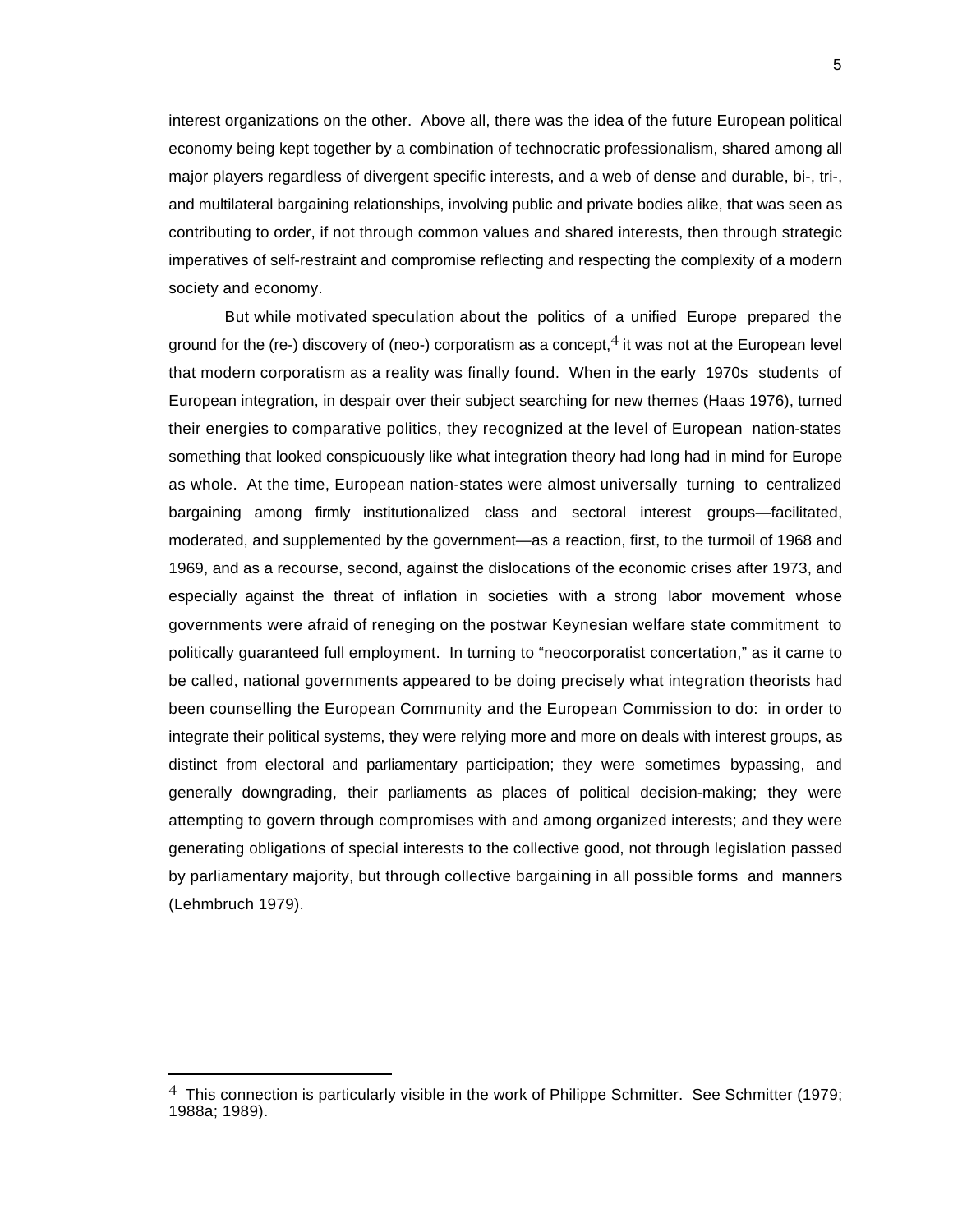interest organizations on the other. Above all, there was the idea of the future European political economy being kept together by a combination of technocratic professionalism, shared among all major players regardless of divergent specific interests, and a web of dense and durable, bi-, tri-, and multilateral bargaining relationships, involving public and private bodies alike, that was seen as contributing to order, if not through common values and shared interests, then through strategic imperatives of self-restraint and compromise reflecting and respecting the complexity of a modern society and economy.

But while motivated speculation about the politics of a unified Europe prepared the ground for the (re-) discovery of (neo-) corporatism as a concept,[4] it was not at the European level that modern corporatism as a reality was finally found. When in the early 1970s students of European integration, in despair over their subject searching for new themes (Haas 1976), turned their energies to comparative politics, they recognized at the level of European nation-states something that looked conspicuously like what integration theory had long had in mind for Europe as whole. At the time, European nation-states were almost universally turning to centralized bargaining among firmly institutionalized class and sectoral interest groups—facilitated, moderated, and supplemented by the government—as a reaction, first, to the turmoil of 1968 and 1969, and as a recourse, second, against the dislocations of the economic crises after 1973, and especially against the threat of inflation in societies with a strong labor movement whose governments were afraid of reneging on the postwar Keynesian welfare state commitment to politically guaranteed full employment. In turning to "neocorporatist concertation," as it came to be called, national governments appeared to be doing precisely what integration theorists had been counselling the European Community and the European Commission to do: in order to integrate their political systems, they were relying more and more on deals with interest groups, as distinct from electoral and parliamentary participation; they were sometimes bypassing, and generally downgrading, their parliaments as places of political decision-making; they were attempting to govern through compromises with and among organized interests; and they were generating obligations of special interests to the collective good, not through legislation passed by parliamentary majority, but through collective bargaining in all possible forms and manners (Lehmbruch 1979).

---

[4] This connection is particularly visible in the work of Philippe Schmitter. See Schmitter (1979; 1988a; 1989).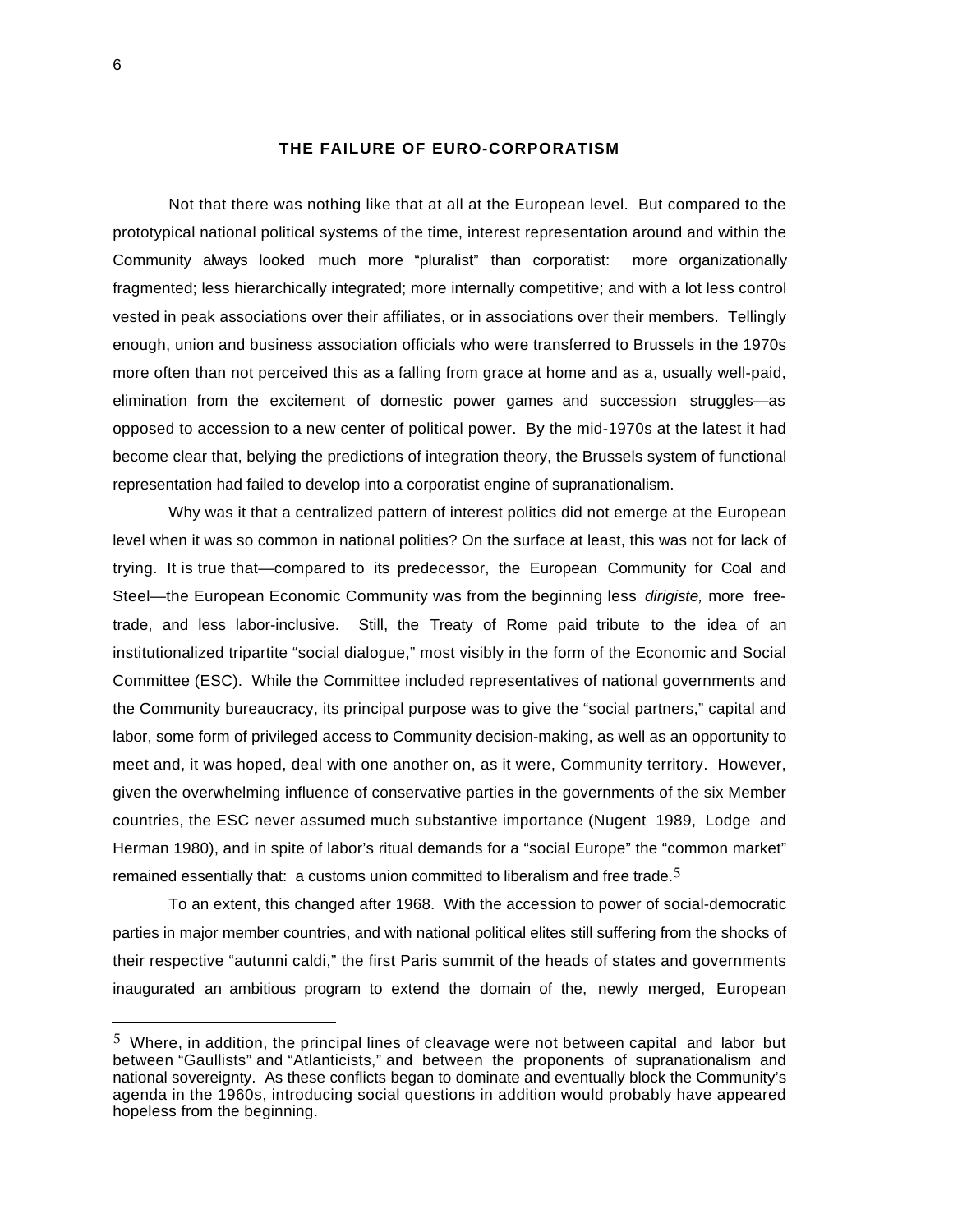## THE FAILURE OF EURO-CORPORATISM

Not that there was nothing like that at all at the European level. But compared to the prototypical national political systems of the time, interest representation around and within the Community always looked much more "pluralist" than corporatist: more organizationally fragmented; less hierarchically integrated; more internally competitive; and with a lot less control vested in peak associations over their affiliates, or in associations over their members. Tellingly enough, union and business association officials who were transferred to Brussels in the 1970s more often than not perceived this as a falling from grace at home and as a, usually well-paid, elimination from the excitement of domestic power games and succession struggles—as opposed to accession to a new center of political power. By the mid-1970s at the latest it had become clear that, belying the predictions of integration theory, the Brussels system of functional representation had failed to develop into a corporatist engine of supranationalism.

Why was it that a centralized pattern of interest politics did not emerge at the European level when it was so common in national polities? On the surface at least, this was not for lack of trying. It is true that—compared to its predecessor, the European Community for Coal and Steel—the European Economic Community was from the beginning less *dirigiste,* more free-trade, and less labor-inclusive. Still, the Treaty of Rome paid tribute to the idea of an institutionalized tripartite "social dialogue," most visibly in the form of the Economic and Social Committee (ESC). While the Committee included representatives of national governments and the Community bureaucracy, its principal purpose was to give the "social partners," capital and labor, some form of privileged access to Community decision-making, as well as an opportunity to meet and, it was hoped, deal with one another on, as it were, Community territory. However, given the overwhelming influence of conservative parties in the governments of the six Member countries, the ESC never assumed much substantive importance (Nugent 1989, Lodge and Herman 1980), and in spite of labor's ritual demands for a "social Europe" the "common market" remained essentially that: a customs union committed to liberalism and free trade.[5]

To an extent, this changed after 1968. With the accession to power of social-democratic parties in major member countries, and with national political elites still suffering from the shocks of their respective "autunni caldi," the first Paris summit of the heads of states and governments inaugurated an ambitious program to extend the domain of the, newly merged, European

---

[5] Where, in addition, the principal lines of cleavage were not between capital and labor but between "Gaullists" and "Atlanticists," and between the proponents of supranationalism and national sovereignty. As these conflicts began to dominate and eventually block the Community's agenda in the 1960s, introducing social questions in addition would probably have appeared hopeless from the beginning.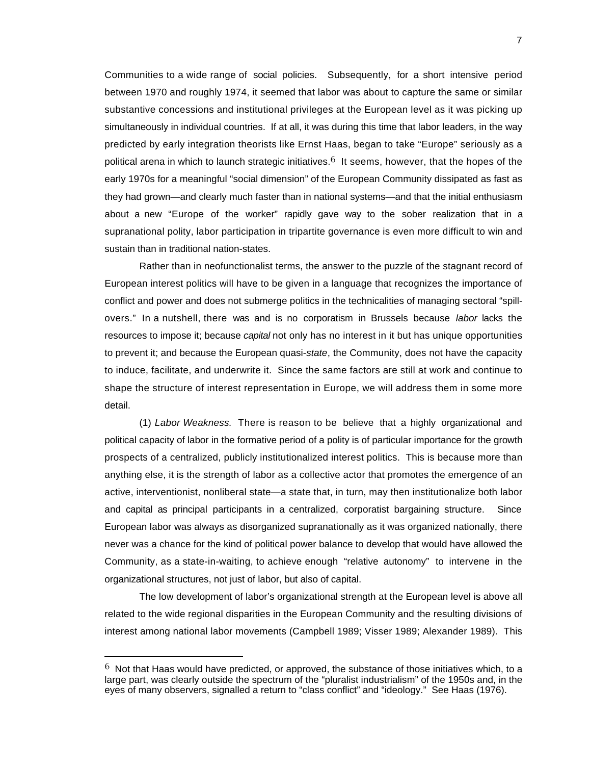Communities to a wide range of social policies. Subsequently, for a short intensive period between 1970 and roughly 1974, it seemed that labor was about to capture the same or similar substantive concessions and institutional privileges at the European level as it was picking up simultaneously in individual countries. If at all, it was during this time that labor leaders, in the way predicted by early integration theorists like Ernst Haas, began to take "Europe" seriously as a political arena in which to launch strategic initiatives.[6] It seems, however, that the hopes of the early 1970s for a meaningful "social dimension" of the European Community dissipated as fast as they had grown—and clearly much faster than in national systems—and that the initial enthusiasm about a new "Europe of the worker" rapidly gave way to the sober realization that in a supranational polity, labor participation in tripartite governance is even more difficult to win and sustain than in traditional nation-states.

Rather than in neofunctionalist terms, the answer to the puzzle of the stagnant record of European interest politics will have to be given in a language that recognizes the importance of conflict and power and does not submerge politics in the technicalities of managing sectoral "spill-overs." In a nutshell, there was and is no corporatism in Brussels because *labor* lacks the resources to impose it; because *capital* not only has no interest in it but has unique opportunities to prevent it; and because the European quasi-*state*, the Community, does not have the capacity to induce, facilitate, and underwrite it. Since the same factors are still at work and continue to shape the structure of interest representation in Europe, we will address them in some more detail.

(1) *Labor Weakness.* There is reason to be believe that a highly organizational and political capacity of labor in the formative period of a polity is of particular importance for the growth prospects of a centralized, publicly institutionalized interest politics. This is because more than anything else, it is the strength of labor as a collective actor that promotes the emergence of an active, interventionist, nonliberal state—a state that, in turn, may then institutionalize both labor and capital as principal participants in a centralized, corporatist bargaining structure. Since European labor was always as disorganized supranationally as it was organized nationally, there never was a chance for the kind of political power balance to develop that would have allowed the Community, as a state-in-waiting, to achieve enough "relative autonomy" to intervene in the organizational structures, not just of labor, but also of capital.

The low development of labor's organizational strength at the European level is above all related to the wide regional disparities in the European Community and the resulting divisions of interest among national labor movements (Campbell 1989; Visser 1989; Alexander 1989). This

[6] Not that Haas would have predicted, or approved, the substance of those initiatives which, to a large part, was clearly outside the spectrum of the "pluralist industrialism" of the 1950s and, in the eyes of many observers, signalled a return to "class conflict" and "ideology." See Haas (1976).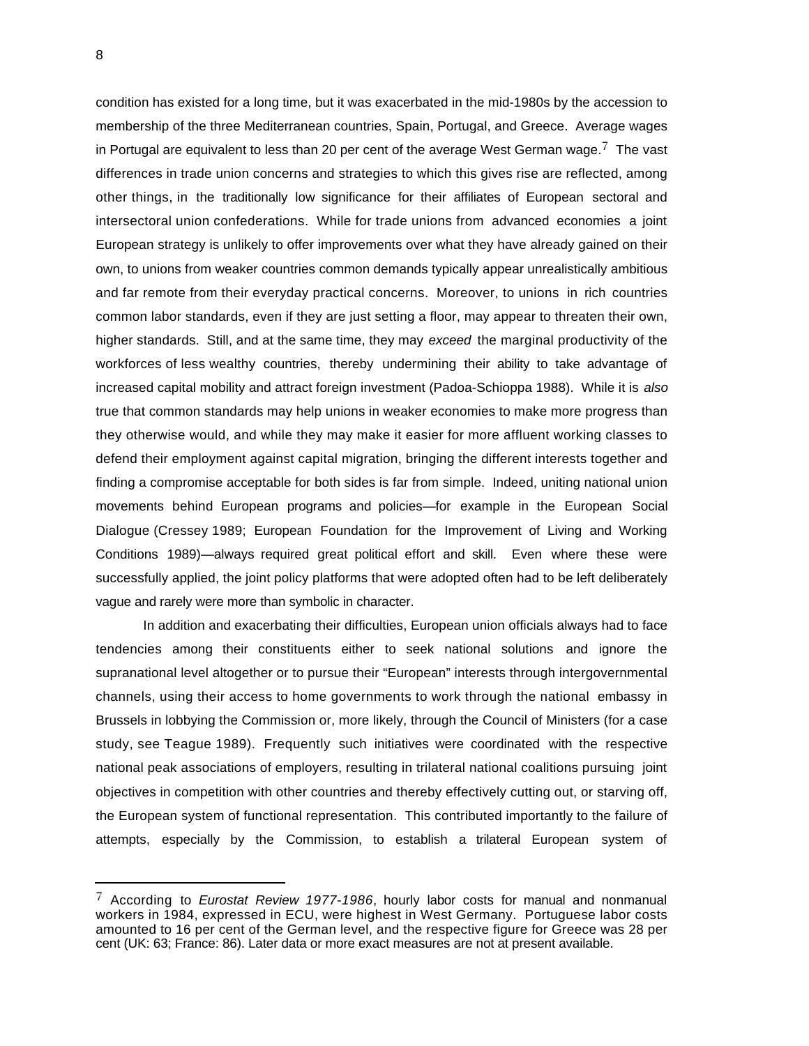condition has existed for a long time, but it was exacerbated in the mid-1980s by the accession to membership of the three Mediterranean countries, Spain, Portugal, and Greece. Average wages in Portugal are equivalent to less than 20 per cent of the average West German wage.[7] The vast differences in trade union concerns and strategies to which this gives rise are reflected, among other things, in the traditionally low significance for their affiliates of European sectoral and intersectoral union confederations. While for trade unions from advanced economies a joint European strategy is unlikely to offer improvements over what they have already gained on their own, to unions from weaker countries common demands typically appear unrealistically ambitious and far remote from their everyday practical concerns. Moreover, to unions in rich countries common labor standards, even if they are just setting a floor, may appear to threaten their own, higher standards. Still, and at the same time, they may *exceed* the marginal productivity of the workforces of less wealthy countries, thereby undermining their ability to take advantage of increased capital mobility and attract foreign investment (Padoa-Schioppa 1988). While it is *also* true that common standards may help unions in weaker economies to make more progress than they otherwise would, and while they may make it easier for more affluent working classes to defend their employment against capital migration, bringing the different interests together and finding a compromise acceptable for both sides is far from simple. Indeed, uniting national union movements behind European programs and policies—for example in the European Social Dialogue (Cressey 1989; European Foundation for the Improvement of Living and Working Conditions 1989)—always required great political effort and skill. Even where these were successfully applied, the joint policy platforms that were adopted often had to be left deliberately vague and rarely were more than symbolic in character.

In addition and exacerbating their difficulties, European union officials always had to face tendencies among their constituents either to seek national solutions and ignore the supranational level altogether or to pursue their "European" interests through intergovernmental channels, using their access to home governments to work through the national embassy in Brussels in lobbying the Commission or, more likely, through the Council of Ministers (for a case study, see Teague 1989). Frequently such initiatives were coordinated with the respective national peak associations of employers, resulting in trilateral national coalitions pursuing joint objectives in competition with other countries and thereby effectively cutting out, or starving off, the European system of functional representation. This contributed importantly to the failure of attempts, especially by the Commission, to establish a trilateral European system of

---

[7] According to *Eurostat Review 1977-1986*, hourly labor costs for manual and nonmanual workers in 1984, expressed in ECU, were highest in West Germany. Portuguese labor costs amounted to 16 per cent of the German level, and the respective figure for Greece was 28 per cent (UK: 63; France: 86). Later data or more exact measures are not at present available.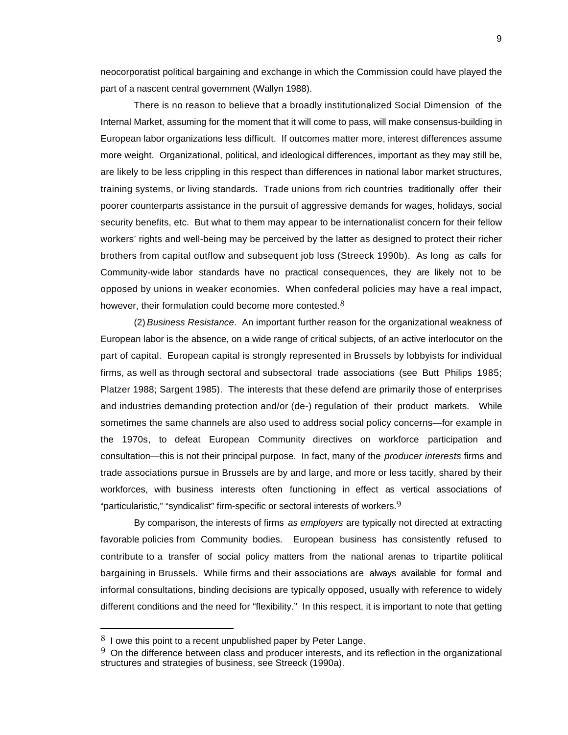neocorporatist political bargaining and exchange in which the Commission could have played the part of a nascent central government (Wallyn 1988).

There is no reason to believe that a broadly institutionalized Social Dimension of the Internal Market, assuming for the moment that it will come to pass, will make consensus-building in European labor organizations less difficult. If outcomes matter more, interest differences assume more weight. Organizational, political, and ideological differences, important as they may still be, are likely to be less crippling in this respect than differences in national labor market structures, training systems, or living standards. Trade unions from rich countries traditionally offer their poorer counterparts assistance in the pursuit of aggressive demands for wages, holidays, social security benefits, etc. But what to them may appear to be internationalist concern for their fellow workers' rights and well-being may be perceived by the latter as designed to protect their richer brothers from capital outflow and subsequent job loss (Streeck 1990b). As long as calls for Community-wide labor standards have no practical consequences, they are likely not to be opposed by unions in weaker economies. When confederal policies may have a real impact, however, their formulation could become more contested.[8]

(2) *Business Resistance*. An important further reason for the organizational weakness of European labor is the absence, on a wide range of critical subjects, of an active interlocutor on the part of capital. European capital is strongly represented in Brussels by lobbyists for individual firms, as well as through sectoral and subsectoral trade associations (see Butt Philips 1985; Platzer 1988; Sargent 1985). The interests that these defend are primarily those of enterprises and industries demanding protection and/or (de-) regulation of their product markets. While sometimes the same channels are also used to address social policy concerns—for example in the 1970s, to defeat European Community directives on workforce participation and consultation—this is not their principal purpose. In fact, many of the *producer interests* firms and trade associations pursue in Brussels are by and large, and more or less tacitly, shared by their workforces, with business interests often functioning in effect as vertical associations of "particularistic," "syndicalist" firm-specific or sectoral interests of workers.[9]

By comparison, the interests of firms *as employers* are typically not directed at extracting favorable policies from Community bodies. European business has consistently refused to contribute to a transfer of social policy matters from the national arenas to tripartite political bargaining in Brussels. While firms and their associations are always available for formal and informal consultations, binding decisions are typically opposed, usually with reference to widely different conditions and the need for "flexibility." In this respect, it is important to note that getting

---

[8] I owe this point to a recent unpublished paper by Peter Lange.

[9] On the difference between class and producer interests, and its reflection in the organizational structures and strategies of business, see Streeck (1990a).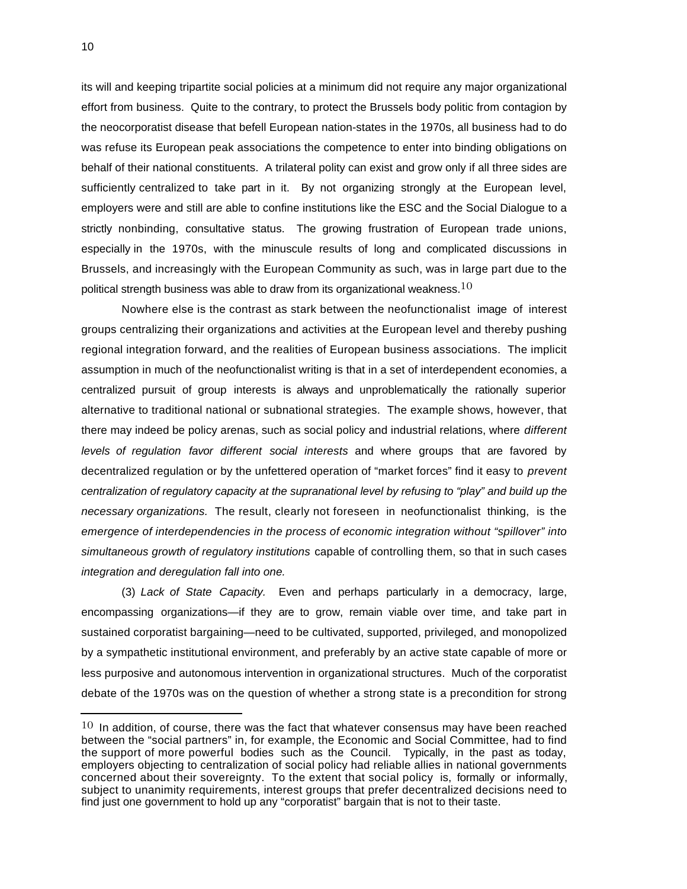its will and keeping tripartite social policies at a minimum did not require any major organizational effort from business. Quite to the contrary, to protect the Brussels body politic from contagion by the neocorporatist disease that befell European nation-states in the 1970s, all business had to do was refuse its European peak associations the competence to enter into binding obligations on behalf of their national constituents. A trilateral polity can exist and grow only if all three sides are sufficiently centralized to take part in it. By not organizing strongly at the European level, employers were and still are able to confine institutions like the ESC and the Social Dialogue to a strictly nonbinding, consultative status. The growing frustration of European trade unions, especially in the 1970s, with the minuscule results of long and complicated discussions in Brussels, and increasingly with the European Community as such, was in large part due to the political strength business was able to draw from its organizational weakness.[10]

Nowhere else is the contrast as stark between the neofunctionalist image of interest groups centralizing their organizations and activities at the European level and thereby pushing regional integration forward, and the realities of European business associations. The implicit assumption in much of the neofunctionalist writing is that in a set of interdependent economies, a centralized pursuit of group interests is always and unproblematically the rationally superior alternative to traditional national or subnational strategies. The example shows, however, that there may indeed be policy arenas, such as social policy and industrial relations, where *different levels of regulation favor different social interests* and where groups that are favored by decentralized regulation or by the unfettered operation of "market forces" find it easy to *prevent centralization of regulatory capacity at the supranational level by refusing to "play" and build up the necessary organizations.* The result, clearly not foreseen in neofunctionalist thinking, is the *emergence of interdependencies in the process of economic integration without "spillover" into simultaneous growth of regulatory institutions* capable of controlling them, so that in such cases *integration and deregulation fall into one.*

(3) *Lack of State Capacity.* Even and perhaps particularly in a democracy, large, encompassing organizations—if they are to grow, remain viable over time, and take part in sustained corporatist bargaining—need to be cultivated, supported, privileged, and monopolized by a sympathetic institutional environment, and preferably by an active state capable of more or less purposive and autonomous intervention in organizational structures. Much of the corporatist debate of the 1970s was on the question of whether a strong state is a precondition for strong

---

[10] In addition, of course, there was the fact that whatever consensus may have been reached between the "social partners" in, for example, the Economic and Social Committee, had to find the support of more powerful bodies such as the Council. Typically, in the past as today, employers objecting to centralization of social policy had reliable allies in national governments concerned about their sovereignty. To the extent that social policy is, formally or informally, subject to unanimity requirements, interest groups that prefer decentralized decisions need to find just one government to hold up any "corporatist" bargain that is not to their taste.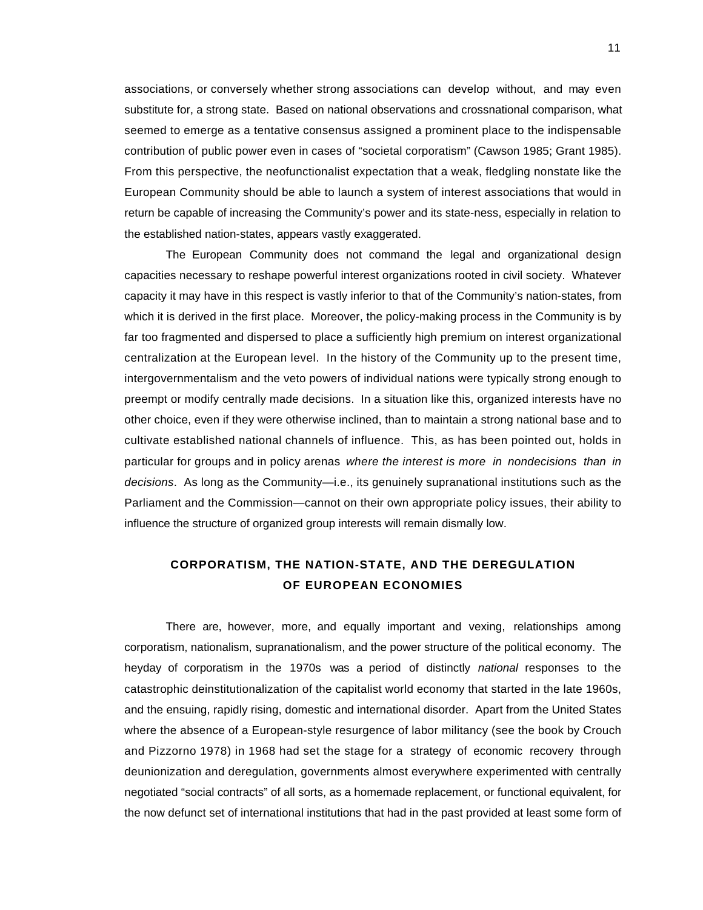associations, or conversely whether strong associations can develop without, and may even substitute for, a strong state. Based on national observations and crossnational comparison, what seemed to emerge as a tentative consensus assigned a prominent place to the indispensable contribution of public power even in cases of "societal corporatism" (Cawson 1985; Grant 1985). From this perspective, the neofunctionalist expectation that a weak, fledgling nonstate like the European Community should be able to launch a system of interest associations that would in return be capable of increasing the Community's power and its state-ness, especially in relation to the established nation-states, appears vastly exaggerated.

The European Community does not command the legal and organizational design capacities necessary to reshape powerful interest organizations rooted in civil society. Whatever capacity it may have in this respect is vastly inferior to that of the Community's nation-states, from which it is derived in the first place. Moreover, the policy-making process in the Community is by far too fragmented and dispersed to place a sufficiently high premium on interest organizational centralization at the European level. In the history of the Community up to the present time, intergovernmentalism and the veto powers of individual nations were typically strong enough to preempt or modify centrally made decisions. In a situation like this, organized interests have no other choice, even if they were otherwise inclined, than to maintain a strong national base and to cultivate established national channels of influence. This, as has been pointed out, holds in particular for groups and in policy arenas *where the interest is more in nondecisions than in decisions*. As long as the Community—i.e., its genuinely supranational institutions such as the Parliament and the Commission—cannot on their own appropriate policy issues, their ability to influence the structure of organized group interests will remain dismally low.

## CORPORATISM, THE NATION-STATE, AND THE DEREGULATION OF EUROPEAN ECONOMIES

There are, however, more, and equally important and vexing, relationships among corporatism, nationalism, supranationalism, and the power structure of the political economy. The heyday of corporatism in the 1970s was a period of distinctly *national* responses to the catastrophic deinstitutionalization of the capitalist world economy that started in the late 1960s, and the ensuing, rapidly rising, domestic and international disorder. Apart from the United States where the absence of a European-style resurgence of labor militancy (see the book by Crouch and Pizzorno 1978) in 1968 had set the stage for a strategy of economic recovery through deunionization and deregulation, governments almost everywhere experimented with centrally negotiated "social contracts" of all sorts, as a homemade replacement, or functional equivalent, for the now defunct set of international institutions that had in the past provided at least some form of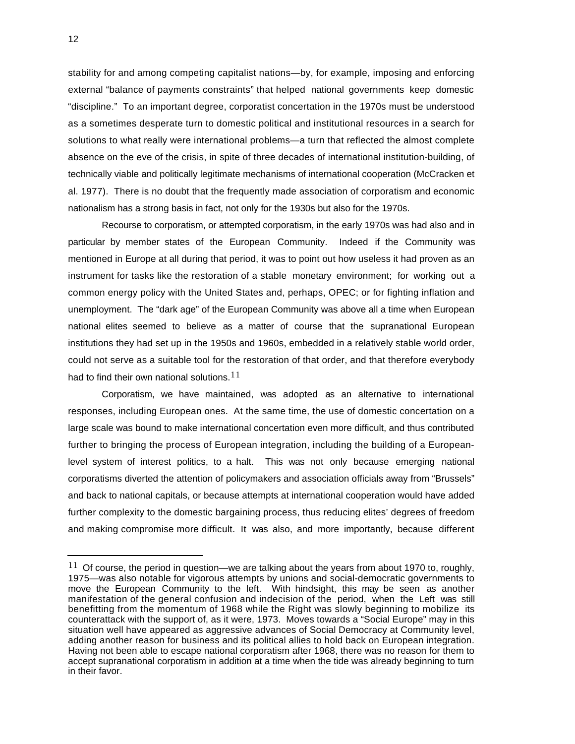stability for and among competing capitalist nations—by, for example, imposing and enforcing external "balance of payments constraints" that helped national governments keep domestic "discipline." To an important degree, corporatist concertation in the 1970s must be understood as a sometimes desperate turn to domestic political and institutional resources in a search for solutions to what really were international problems—a turn that reflected the almost complete absence on the eve of the crisis, in spite of three decades of international institution-building, of technically viable and politically legitimate mechanisms of international cooperation (McCracken et al. 1977). There is no doubt that the frequently made association of corporatism and economic nationalism has a strong basis in fact, not only for the 1930s but also for the 1970s.

Recourse to corporatism, or attempted corporatism, in the early 1970s was had also and in particular by member states of the European Community. Indeed if the Community was mentioned in Europe at all during that period, it was to point out how useless it had proven as an instrument for tasks like the restoration of a stable monetary environment; for working out a common energy policy with the United States and, perhaps, OPEC; or for fighting inflation and unemployment. The "dark age" of the European Community was above all a time when European national elites seemed to believe as a matter of course that the supranational European institutions they had set up in the 1950s and 1960s, embedded in a relatively stable world order, could not serve as a suitable tool for the restoration of that order, and that therefore everybody had to find their own national solutions.[11]

Corporatism, we have maintained, was adopted as an alternative to international responses, including European ones. At the same time, the use of domestic concertation on a large scale was bound to make international concertation even more difficult, and thus contributed further to bringing the process of European integration, including the building of a European-level system of interest politics, to a halt. This was not only because emerging national corporatisms diverted the attention of policymakers and association officials away from "Brussels" and back to national capitals, or because attempts at international cooperation would have added further complexity to the domestic bargaining process, thus reducing elites' degrees of freedom and making compromise more difficult. It was also, and more importantly, because different

---

[11] Of course, the period in question—we are talking about the years from about 1970 to, roughly, 1975—was also notable for vigorous attempts by unions and social-democratic governments to move the European Community to the left. With hindsight, this may be seen as another manifestation of the general confusion and indecision of the period, when the Left was still benefitting from the momentum of 1968 while the Right was slowly beginning to mobilize its counterattack with the support of, as it were, 1973. Moves towards a "Social Europe" may in this situation well have appeared as aggressive advances of Social Democracy at Community level, adding another reason for business and its political allies to hold back on European integration. Having not been able to escape national corporatism after 1968, there was no reason for them to accept supranational corporatism in addition at a time when the tide was already beginning to turn in their favor.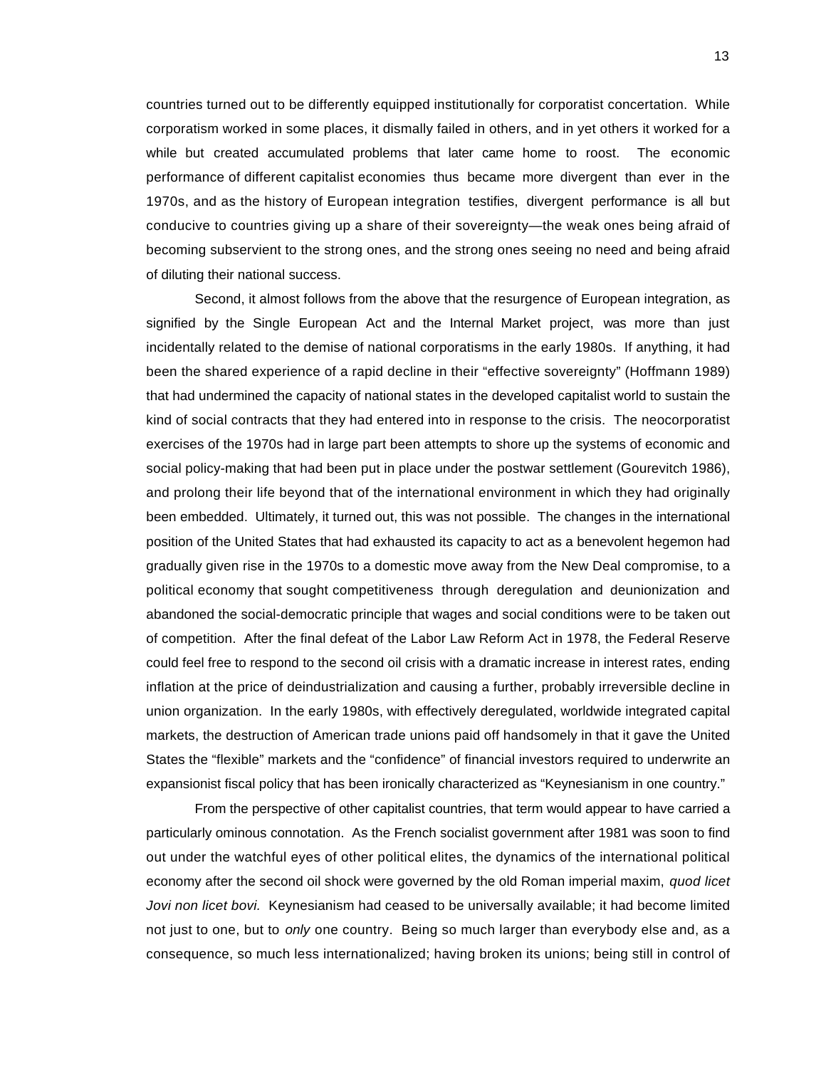countries turned out to be differently equipped institutionally for corporatist concertation. While corporatism worked in some places, it dismally failed in others, and in yet others it worked for a while but created accumulated problems that later came home to roost. The economic performance of different capitalist economies thus became more divergent than ever in the 1970s, and as the history of European integration testifies, divergent performance is all but conducive to countries giving up a share of their sovereignty—the weak ones being afraid of becoming subservient to the strong ones, and the strong ones seeing no need and being afraid of diluting their national success.

Second, it almost follows from the above that the resurgence of European integration, as signified by the Single European Act and the Internal Market project, was more than just incidentally related to the demise of national corporatisms in the early 1980s. If anything, it had been the shared experience of a rapid decline in their "effective sovereignty" (Hoffmann 1989) that had undermined the capacity of national states in the developed capitalist world to sustain the kind of social contracts that they had entered into in response to the crisis. The neocorporatist exercises of the 1970s had in large part been attempts to shore up the systems of economic and social policy-making that had been put in place under the postwar settlement (Gourevitch 1986), and prolong their life beyond that of the international environment in which they had originally been embedded. Ultimately, it turned out, this was not possible. The changes in the international position of the United States that had exhausted its capacity to act as a benevolent hegemon had gradually given rise in the 1970s to a domestic move away from the New Deal compromise, to a political economy that sought competitiveness through deregulation and deunionization and abandoned the social-democratic principle that wages and social conditions were to be taken out of competition. After the final defeat of the Labor Law Reform Act in 1978, the Federal Reserve could feel free to respond to the second oil crisis with a dramatic increase in interest rates, ending inflation at the price of deindustrialization and causing a further, probably irreversible decline in union organization. In the early 1980s, with effectively deregulated, worldwide integrated capital markets, the destruction of American trade unions paid off handsomely in that it gave the United States the "flexible" markets and the "confidence" of financial investors required to underwrite an expansionist fiscal policy that has been ironically characterized as "Keynesianism in one country."

From the perspective of other capitalist countries, that term would appear to have carried a particularly ominous connotation. As the French socialist government after 1981 was soon to find out under the watchful eyes of other political elites, the dynamics of the international political economy after the second oil shock were governed by the old Roman imperial maxim, *quod licet Jovi non licet bovi.* Keynesianism had ceased to be universally available; it had become limited not just to one, but to *only* one country. Being so much larger than everybody else and, as a consequence, so much less internationalized; having broken its unions; being still in control of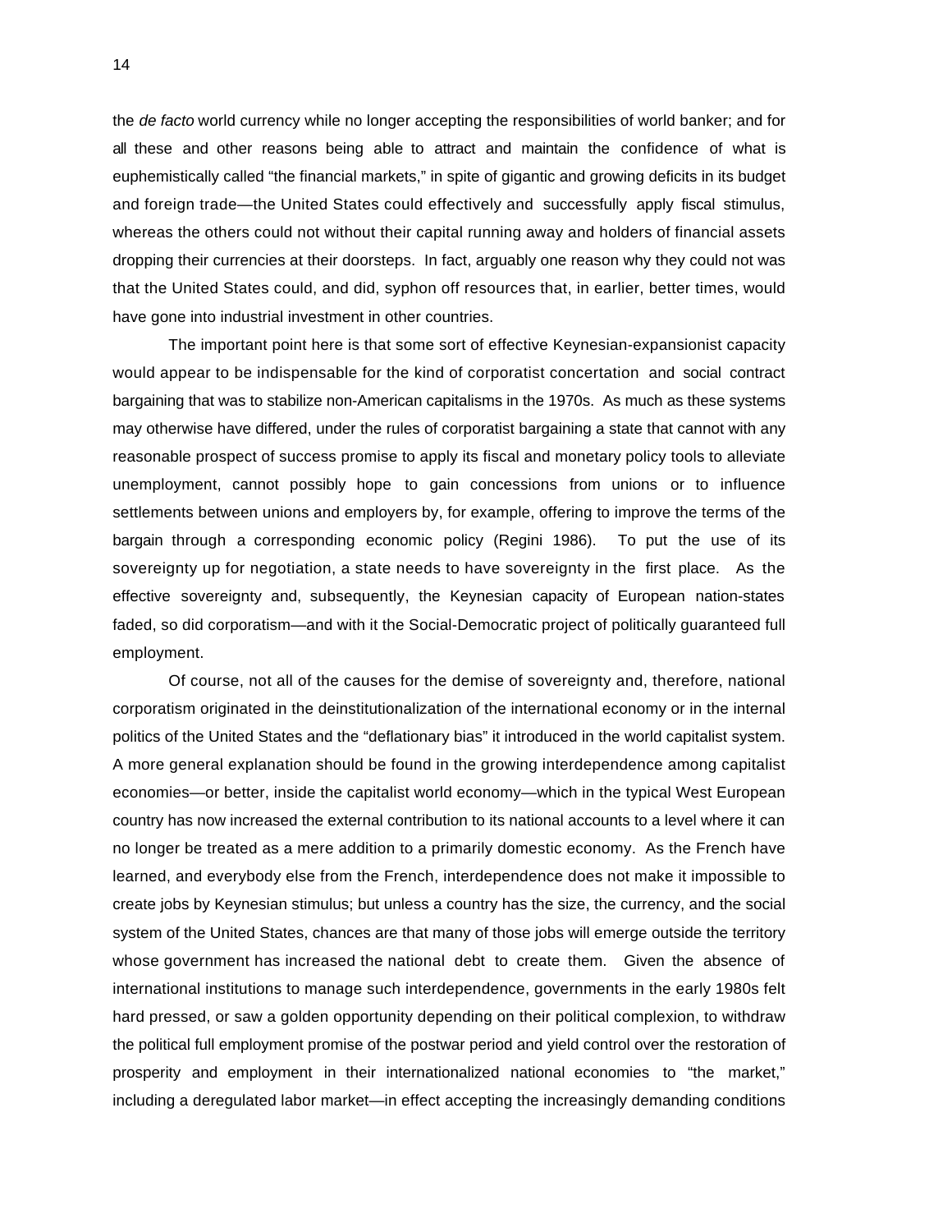the *de facto* world currency while no longer accepting the responsibilities of world banker; and for all these and other reasons being able to attract and maintain the confidence of what is euphemistically called "the financial markets," in spite of gigantic and growing deficits in its budget and foreign trade—the United States could effectively and successfully apply fiscal stimulus, whereas the others could not without their capital running away and holders of financial assets dropping their currencies at their doorsteps. In fact, arguably one reason why they could not was that the United States could, and did, syphon off resources that, in earlier, better times, would have gone into industrial investment in other countries.

The important point here is that some sort of effective Keynesian-expansionist capacity would appear to be indispensable for the kind of corporatist concertation and social contract bargaining that was to stabilize non-American capitalisms in the 1970s. As much as these systems may otherwise have differed, under the rules of corporatist bargaining a state that cannot with any reasonable prospect of success promise to apply its fiscal and monetary policy tools to alleviate unemployment, cannot possibly hope to gain concessions from unions or to influence settlements between unions and employers by, for example, offering to improve the terms of the bargain through a corresponding economic policy (Regini 1986). To put the use of its sovereignty up for negotiation, a state needs to have sovereignty in the first place. As the effective sovereignty and, subsequently, the Keynesian capacity of European nation-states faded, so did corporatism—and with it the Social-Democratic project of politically guaranteed full employment.

Of course, not all of the causes for the demise of sovereignty and, therefore, national corporatism originated in the deinstitutionalization of the international economy or in the internal politics of the United States and the "deflationary bias" it introduced in the world capitalist system. A more general explanation should be found in the growing interdependence among capitalist economies—or better, inside the capitalist world economy—which in the typical West European country has now increased the external contribution to its national accounts to a level where it can no longer be treated as a mere addition to a primarily domestic economy. As the French have learned, and everybody else from the French, interdependence does not make it impossible to create jobs by Keynesian stimulus; but unless a country has the size, the currency, and the social system of the United States, chances are that many of those jobs will emerge outside the territory whose government has increased the national debt to create them. Given the absence of international institutions to manage such interdependence, governments in the early 1980s felt hard pressed, or saw a golden opportunity depending on their political complexion, to withdraw the political full employment promise of the postwar period and yield control over the restoration of prosperity and employment in their internationalized national economies to "the market," including a deregulated labor market—in effect accepting the increasingly demanding conditions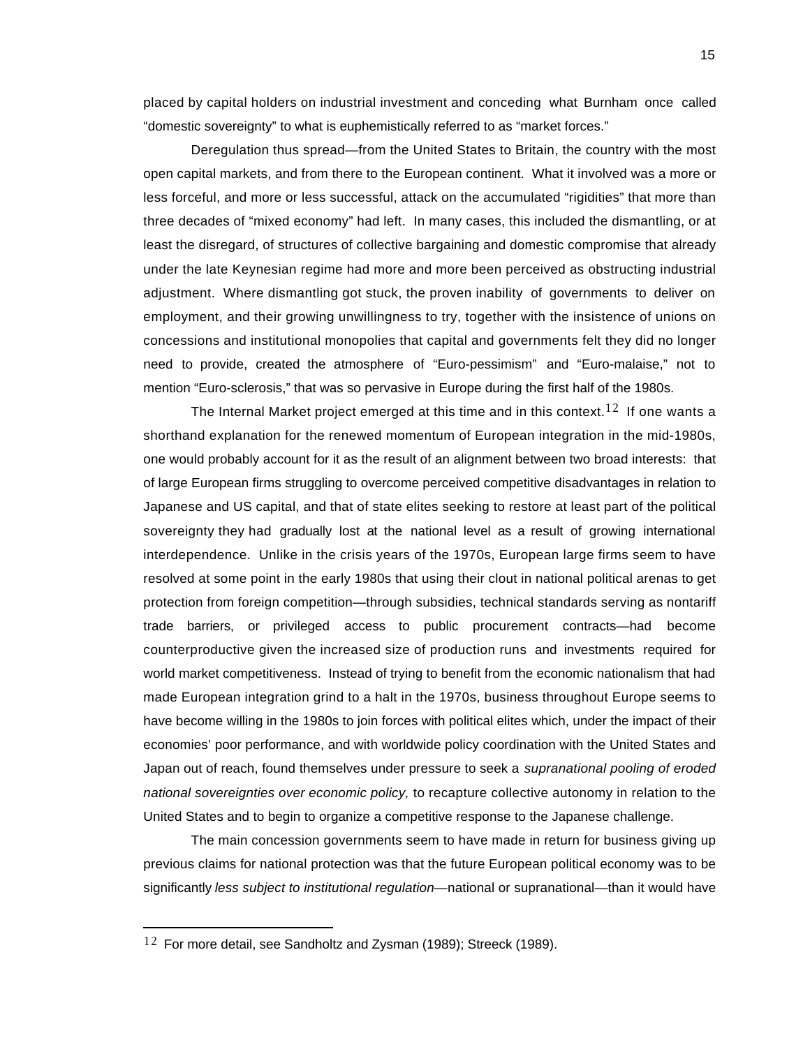placed by capital holders on industrial investment and conceding what Burnham once called "domestic sovereignty" to what is euphemistically referred to as "market forces."

Deregulation thus spread—from the United States to Britain, the country with the most open capital markets, and from there to the European continent. What it involved was a more or less forceful, and more or less successful, attack on the accumulated "rigidities" that more than three decades of "mixed economy" had left. In many cases, this included the dismantling, or at least the disregard, of structures of collective bargaining and domestic compromise that already under the late Keynesian regime had more and more been perceived as obstructing industrial adjustment. Where dismantling got stuck, the proven inability of governments to deliver on employment, and their growing unwillingness to try, together with the insistence of unions on concessions and institutional monopolies that capital and governments felt they did no longer need to provide, created the atmosphere of "Euro-pessimism" and "Euro-malaise," not to mention "Euro-sclerosis," that was so pervasive in Europe during the first half of the 1980s.

The Internal Market project emerged at this time and in this context.[12] If one wants a shorthand explanation for the renewed momentum of European integration in the mid-1980s, one would probably account for it as the result of an alignment between two broad interests: that of large European firms struggling to overcome perceived competitive disadvantages in relation to Japanese and US capital, and that of state elites seeking to restore at least part of the political sovereignty they had gradually lost at the national level as a result of growing international interdependence. Unlike in the crisis years of the 1970s, European large firms seem to have resolved at some point in the early 1980s that using their clout in national political arenas to get protection from foreign competition—through subsidies, technical standards serving as nontariff trade barriers, or privileged access to public procurement contracts—had become counterproductive given the increased size of production runs and investments required for world market competitiveness. Instead of trying to benefit from the economic nationalism that had made European integration grind to a halt in the 1970s, business throughout Europe seems to have become willing in the 1980s to join forces with political elites which, under the impact of their economies' poor performance, and with worldwide policy coordination with the United States and Japan out of reach, found themselves under pressure to seek a *supranational pooling of eroded national sovereignties over economic policy,* to recapture collective autonomy in relation to the United States and to begin to organize a competitive response to the Japanese challenge.

The main concession governments seem to have made in return for business giving up previous claims for national protection was that the future European political economy was to be significantly *less subject to institutional regulation*—national or supranational—than it would have

---

[12] For more detail, see Sandholtz and Zysman (1989); Streeck (1989).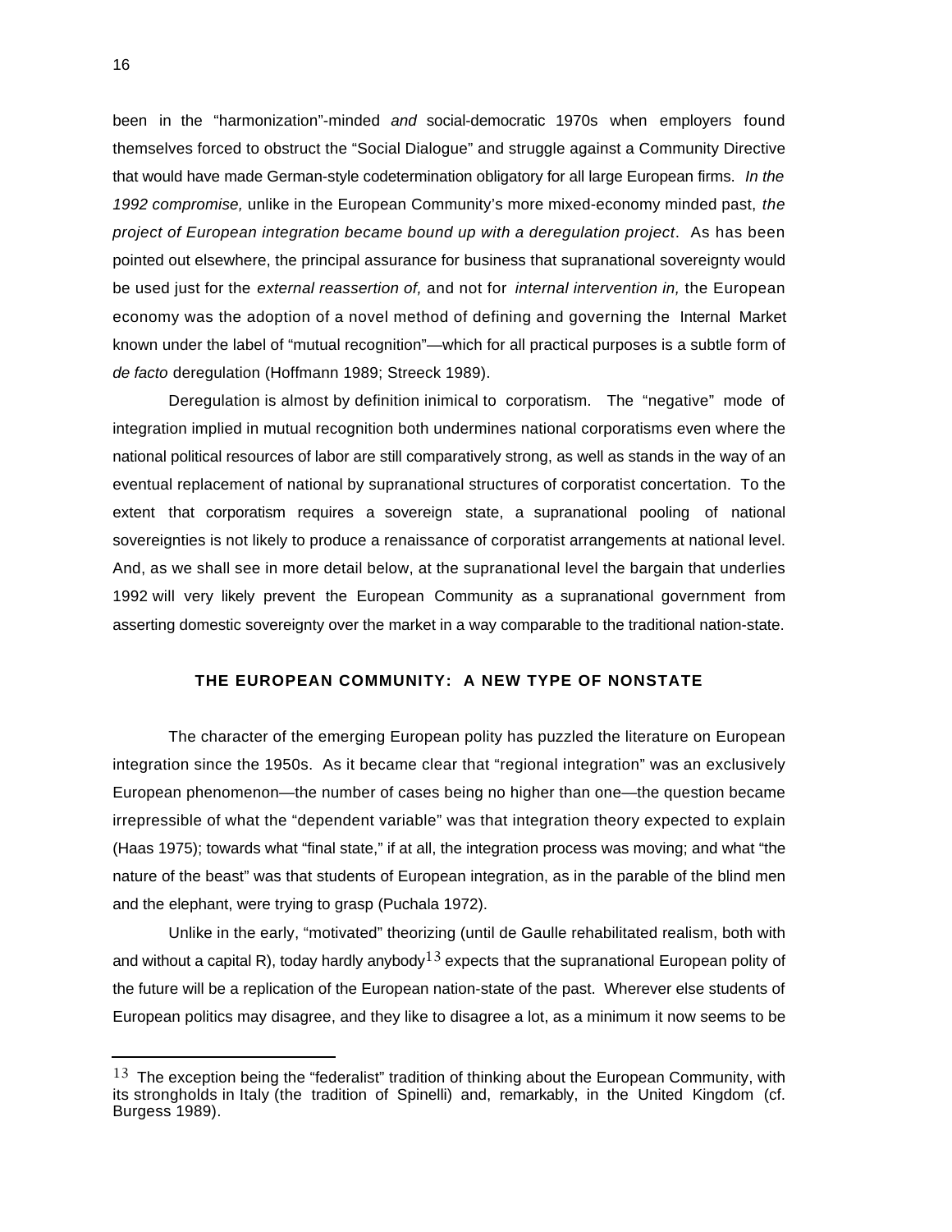been in the "harmonization"-minded *and* social-democratic 1970s when employers found themselves forced to obstruct the "Social Dialogue" and struggle against a Community Directive that would have made German-style codetermination obligatory for all large European firms. *In the 1992 compromise,* unlike in the European Community's more mixed-economy minded past, *the project of European integration became bound up with a deregulation project*. As has been pointed out elsewhere, the principal assurance for business that supranational sovereignty would be used just for the *external reassertion of,* and not for *internal intervention in,* the European economy was the adoption of a novel method of defining and governing the Internal Market known under the label of "mutual recognition"—which for all practical purposes is a subtle form of *de facto* deregulation (Hoffmann 1989; Streeck 1989).

Deregulation is almost by definition inimical to corporatism. The "negative" mode of integration implied in mutual recognition both undermines national corporatisms even where the national political resources of labor are still comparatively strong, as well as stands in the way of an eventual replacement of national by supranational structures of corporatist concertation. To the extent that corporatism requires a sovereign state, a supranational pooling of national sovereignties is not likely to produce a renaissance of corporatist arrangements at national level. And, as we shall see in more detail below, at the supranational level the bargain that underlies 1992 will very likely prevent the European Community as a supranational government from asserting domestic sovereignty over the market in a way comparable to the traditional nation-state.

## THE EUROPEAN COMMUNITY: A NEW TYPE OF NONSTATE

The character of the emerging European polity has puzzled the literature on European integration since the 1950s. As it became clear that "regional integration" was an exclusively European phenomenon—the number of cases being no higher than one—the question became irrepressible of what the "dependent variable" was that integration theory expected to explain (Haas 1975); towards what "final state," if at all, the integration process was moving; and what "the nature of the beast" was that students of European integration, as in the parable of the blind men and the elephant, were trying to grasp (Puchala 1972).

Unlike in the early, "motivated" theorizing (until de Gaulle rehabilitated realism, both with and without a capital R), today hardly anybody[13] expects that the supranational European polity of the future will be a replication of the European nation-state of the past. Wherever else students of European politics may disagree, and they like to disagree a lot, as a minimum it now seems to be

---

[13] The exception being the "federalist" tradition of thinking about the European Community, with its strongholds in Italy (the tradition of Spinelli) and, remarkably, in the United Kingdom (cf. Burgess 1989).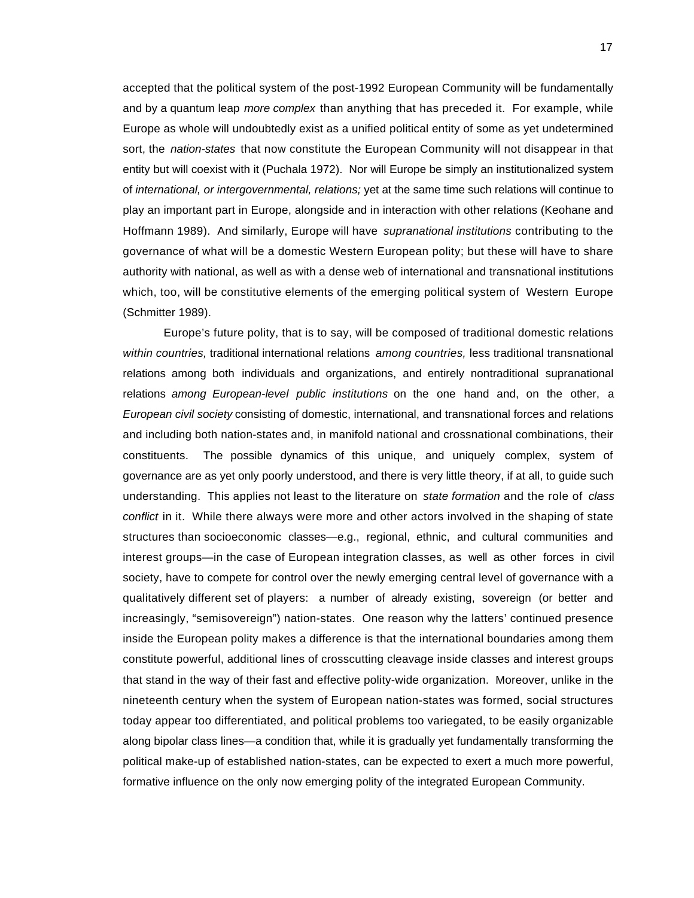accepted that the political system of the post-1992 European Community will be fundamentally and by a quantum leap *more complex* than anything that has preceded it. For example, while Europe as whole will undoubtedly exist as a unified political entity of some as yet undetermined sort, the *nation-states* that now constitute the European Community will not disappear in that entity but will coexist with it (Puchala 1972). Nor will Europe be simply an institutionalized system of *international, or intergovernmental, relations;* yet at the same time such relations will continue to play an important part in Europe, alongside and in interaction with other relations (Keohane and Hoffmann 1989). And similarly, Europe will have *supranational institutions* contributing to the governance of what will be a domestic Western European polity; but these will have to share authority with national, as well as with a dense web of international and transnational institutions which, too, will be constitutive elements of the emerging political system of Western Europe (Schmitter 1989).

Europe's future polity, that is to say, will be composed of traditional domestic relations *within countries,* traditional international relations *among countries,* less traditional transnational relations among both individuals and organizations, and entirely nontraditional supranational relations *among European-level public institutions* on the one hand and, on the other, a *European civil society* consisting of domestic, international, and transnational forces and relations and including both nation-states and, in manifold national and crossnational combinations, their constituents. The possible dynamics of this unique, and uniquely complex, system of governance are as yet only poorly understood, and there is very little theory, if at all, to guide such understanding. This applies not least to the literature on *state formation* and the role of *class conflict* in it. While there always were more and other actors involved in the shaping of state structures than socioeconomic classes—e.g., regional, ethnic, and cultural communities and interest groups—in the case of European integration classes, as well as other forces in civil society, have to compete for control over the newly emerging central level of governance with a qualitatively different set of players: a number of already existing, sovereign (or better and increasingly, "semisovereign") nation-states. One reason why the latters' continued presence inside the European polity makes a difference is that the international boundaries among them constitute powerful, additional lines of crosscutting cleavage inside classes and interest groups that stand in the way of their fast and effective polity-wide organization. Moreover, unlike in the nineteenth century when the system of European nation-states was formed, social structures today appear too differentiated, and political problems too variegated, to be easily organizable along bipolar class lines—a condition that, while it is gradually yet fundamentally transforming the political make-up of established nation-states, can be expected to exert a much more powerful, formative influence on the only now emerging polity of the integrated European Community.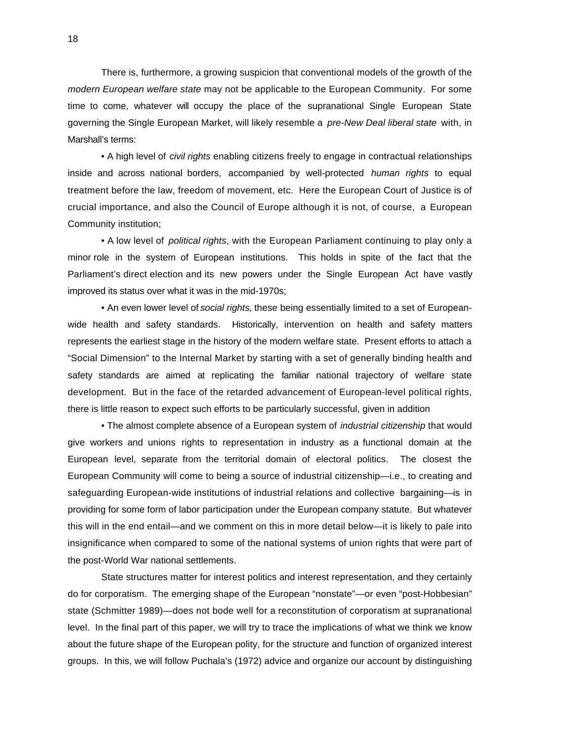There is, furthermore, a growing suspicion that conventional models of the growth of the *modern European welfare state* may not be applicable to the European Community. For some time to come, whatever will occupy the place of the supranational Single European State governing the Single European Market, will likely resemble a *pre-New Deal liberal state* with, in Marshall's terms:

• A high level of *civil rights* enabling citizens freely to engage in contractual relationships inside and across national borders, accompanied by well-protected *human rights* to equal treatment before the law, freedom of movement, etc. Here the European Court of Justice is of crucial importance, and also the Council of Europe although it is not, of course, a European Community institution;

• A low level of *political rights*, with the European Parliament continuing to play only a minor role in the system of European institutions. This holds in spite of the fact that the Parliament's direct election and its new powers under the Single European Act have vastly improved its status over what it was in the mid-1970s;

• An even lower level of *social rights,* these being essentially limited to a set of European-wide health and safety standards. Historically, intervention on health and safety matters represents the earliest stage in the history of the modern welfare state. Present efforts to attach a "Social Dimension" to the Internal Market by starting with a set of generally binding health and safety standards are aimed at replicating the familiar national trajectory of welfare state development. But in the face of the retarded advancement of European-level political rights, there is little reason to expect such efforts to be particularly successful, given in addition

• The almost complete absence of a European system of *industrial citizenship* that would give workers and unions rights to representation in industry as a functional domain at the European level, separate from the territorial domain of electoral politics. The closest the European Community will come to being a source of industrial citizenship—i.e., to creating and safeguarding European-wide institutions of industrial relations and collective bargaining—is in providing for some form of labor participation under the European company statute. But whatever this will in the end entail—and we comment on this in more detail below—it is likely to pale into insignificance when compared to some of the national systems of union rights that were part of the post-World War national settlements.

State structures matter for interest politics and interest representation, and they certainly do for corporatism. The emerging shape of the European "nonstate"—or even "post-Hobbesian" state (Schmitter 1989)—does not bode well for a reconstitution of corporatism at supranational level. In the final part of this paper, we will try to trace the implications of what we think we know about the future shape of the European polity, for the structure and function of organized interest groups. In this, we will follow Puchala's (1972) advice and organize our account by distinguishing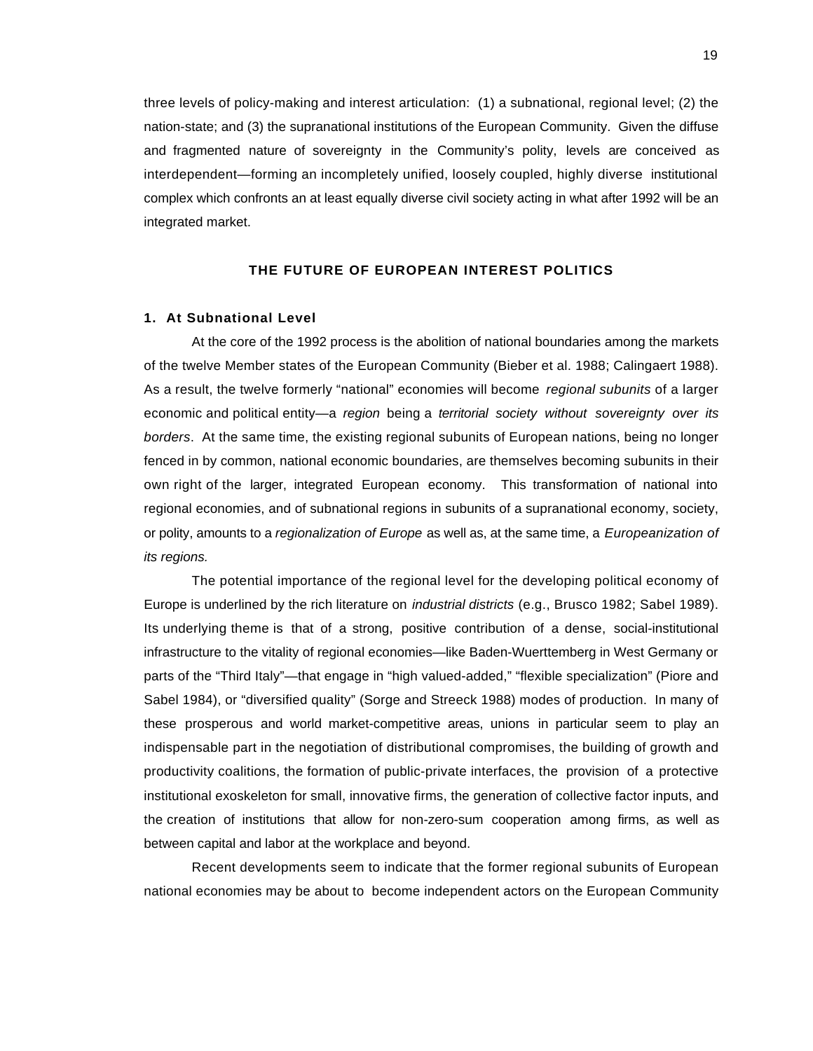three levels of policy-making and interest articulation: (1) a subnational, regional level; (2) the nation-state; and (3) the supranational institutions of the European Community. Given the diffuse and fragmented nature of sovereignty in the Community's polity, levels are conceived as interdependent—forming an incompletely unified, loosely coupled, highly diverse institutional complex which confronts an at least equally diverse civil society acting in what after 1992 will be an integrated market.

## THE FUTURE OF EUROPEAN INTEREST POLITICS

### 1. At Subnational Level

At the core of the 1992 process is the abolition of national boundaries among the markets of the twelve Member states of the European Community (Bieber et al. 1988; Calingaert 1988). As a result, the twelve formerly "national" economies will become *regional subunits* of a larger economic and political entity—a *region* being a *territorial society without sovereignty over its borders*. At the same time, the existing regional subunits of European nations, being no longer fenced in by common, national economic boundaries, are themselves becoming subunits in their own right of the larger, integrated European economy. This transformation of national into regional economies, and of subnational regions in subunits of a supranational economy, society, or polity, amounts to a *regionalization of Europe* as well as, at the same time, a *Europeanization of its regions.*

The potential importance of the regional level for the developing political economy of Europe is underlined by the rich literature on *industrial districts* (e.g., Brusco 1982; Sabel 1989). Its underlying theme is that of a strong, positive contribution of a dense, social-institutional infrastructure to the vitality of regional economies—like Baden-Wuerttemberg in West Germany or parts of the "Third Italy"—that engage in "high valued-added," "flexible specialization" (Piore and Sabel 1984), or "diversified quality" (Sorge and Streeck 1988) modes of production. In many of these prosperous and world market-competitive areas, unions in particular seem to play an indispensable part in the negotiation of distributional compromises, the building of growth and productivity coalitions, the formation of public-private interfaces, the provision of a protective institutional exoskeleton for small, innovative firms, the generation of collective factor inputs, and the creation of institutions that allow for non-zero-sum cooperation among firms, as well as between capital and labor at the workplace and beyond.

Recent developments seem to indicate that the former regional subunits of European national economies may be about to become independent actors on the European Community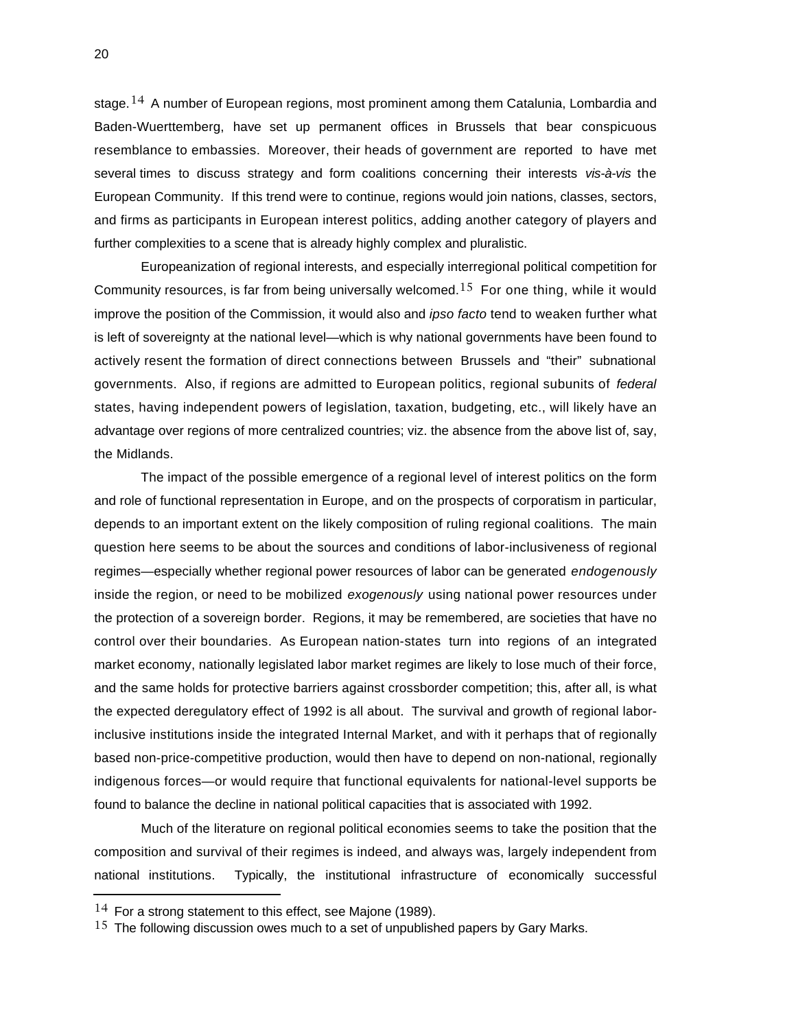stage.[14] A number of European regions, most prominent among them Catalunia, Lombardia and Baden-Wuerttemberg, have set up permanent offices in Brussels that bear conspicuous resemblance to embassies. Moreover, their heads of government are reported to have met several times to discuss strategy and form coalitions concerning their interests *vis-à-vis* the European Community. If this trend were to continue, regions would join nations, classes, sectors, and firms as participants in European interest politics, adding another category of players and further complexities to a scene that is already highly complex and pluralistic.

Europeanization of regional interests, and especially interregional political competition for Community resources, is far from being universally welcomed.[15] For one thing, while it would improve the position of the Commission, it would also and *ipso facto* tend to weaken further what is left of sovereignty at the national level—which is why national governments have been found to actively resent the formation of direct connections between Brussels and "their" subnational governments. Also, if regions are admitted to European politics, regional subunits of *federal* states, having independent powers of legislation, taxation, budgeting, etc., will likely have an advantage over regions of more centralized countries; viz. the absence from the above list of, say, the Midlands.

The impact of the possible emergence of a regional level of interest politics on the form and role of functional representation in Europe, and on the prospects of corporatism in particular, depends to an important extent on the likely composition of ruling regional coalitions. The main question here seems to be about the sources and conditions of labor-inclusiveness of regional regimes—especially whether regional power resources of labor can be generated *endogenously* inside the region, or need to be mobilized *exogenously* using national power resources under the protection of a sovereign border. Regions, it may be remembered, are societies that have no control over their boundaries. As European nation-states turn into regions of an integrated market economy, nationally legislated labor market regimes are likely to lose much of their force, and the same holds for protective barriers against crossborder competition; this, after all, is what the expected deregulatory effect of 1992 is all about. The survival and growth of regional labor-inclusive institutions inside the integrated Internal Market, and with it perhaps that of regionally based non-price-competitive production, would then have to depend on non-national, regionally indigenous forces—or would require that functional equivalents for national-level supports be found to balance the decline in national political capacities that is associated with 1992.

Much of the literature on regional political economies seems to take the position that the composition and survival of their regimes is indeed, and always was, largely independent from national institutions. Typically, the institutional infrastructure of economically successful

---

[14] For a strong statement to this effect, see Majone (1989).

[15] The following discussion owes much to a set of unpublished papers by Gary Marks.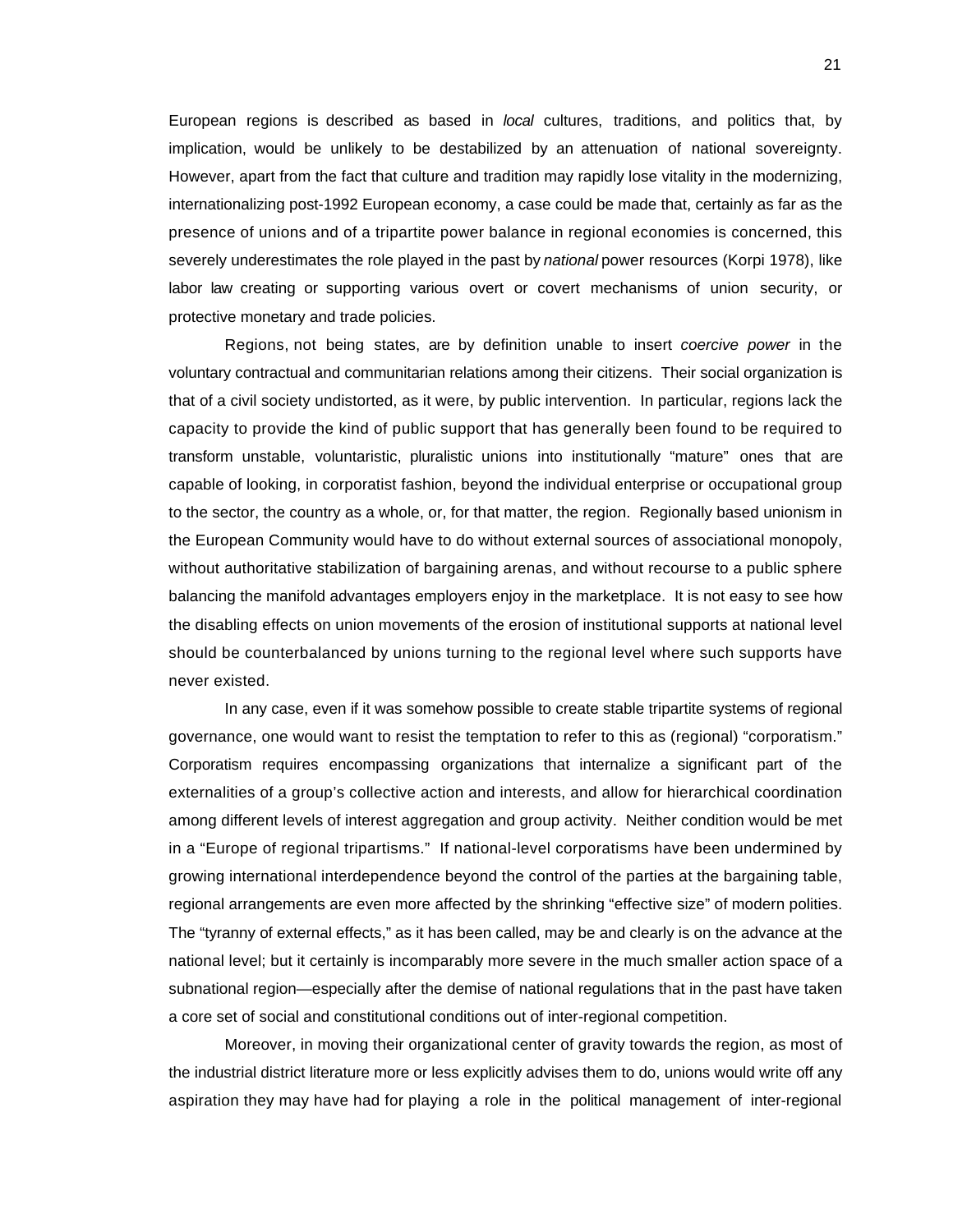European regions is described as based in *local* cultures, traditions, and politics that, by implication, would be unlikely to be destabilized by an attenuation of national sovereignty. However, apart from the fact that culture and tradition may rapidly lose vitality in the modernizing, internationalizing post-1992 European economy, a case could be made that, certainly as far as the presence of unions and of a tripartite power balance in regional economies is concerned, this severely underestimates the role played in the past by *national* power resources (Korpi 1978), like labor law creating or supporting various overt or covert mechanisms of union security, or protective monetary and trade policies.

Regions, not being states, are by definition unable to insert *coercive power* in the voluntary contractual and communitarian relations among their citizens. Their social organization is that of a civil society undistorted, as it were, by public intervention. In particular, regions lack the capacity to provide the kind of public support that has generally been found to be required to transform unstable, voluntaristic, pluralistic unions into institutionally "mature" ones that are capable of looking, in corporatist fashion, beyond the individual enterprise or occupational group to the sector, the country as a whole, or, for that matter, the region. Regionally based unionism in the European Community would have to do without external sources of associational monopoly, without authoritative stabilization of bargaining arenas, and without recourse to a public sphere balancing the manifold advantages employers enjoy in the marketplace. It is not easy to see how the disabling effects on union movements of the erosion of institutional supports at national level should be counterbalanced by unions turning to the regional level where such supports have never existed.

In any case, even if it was somehow possible to create stable tripartite systems of regional governance, one would want to resist the temptation to refer to this as (regional) "corporatism." Corporatism requires encompassing organizations that internalize a significant part of the externalities of a group's collective action and interests, and allow for hierarchical coordination among different levels of interest aggregation and group activity. Neither condition would be met in a "Europe of regional tripartisms." If national-level corporatisms have been undermined by growing international interdependence beyond the control of the parties at the bargaining table, regional arrangements are even more affected by the shrinking "effective size" of modern polities. The "tyranny of external effects," as it has been called, may be and clearly is on the advance at the national level; but it certainly is incomparably more severe in the much smaller action space of a subnational region—especially after the demise of national regulations that in the past have taken a core set of social and constitutional conditions out of inter-regional competition.

Moreover, in moving their organizational center of gravity towards the region, as most of the industrial district literature more or less explicitly advises them to do, unions would write off any aspiration they may have had for playing a role in the political management of inter-regional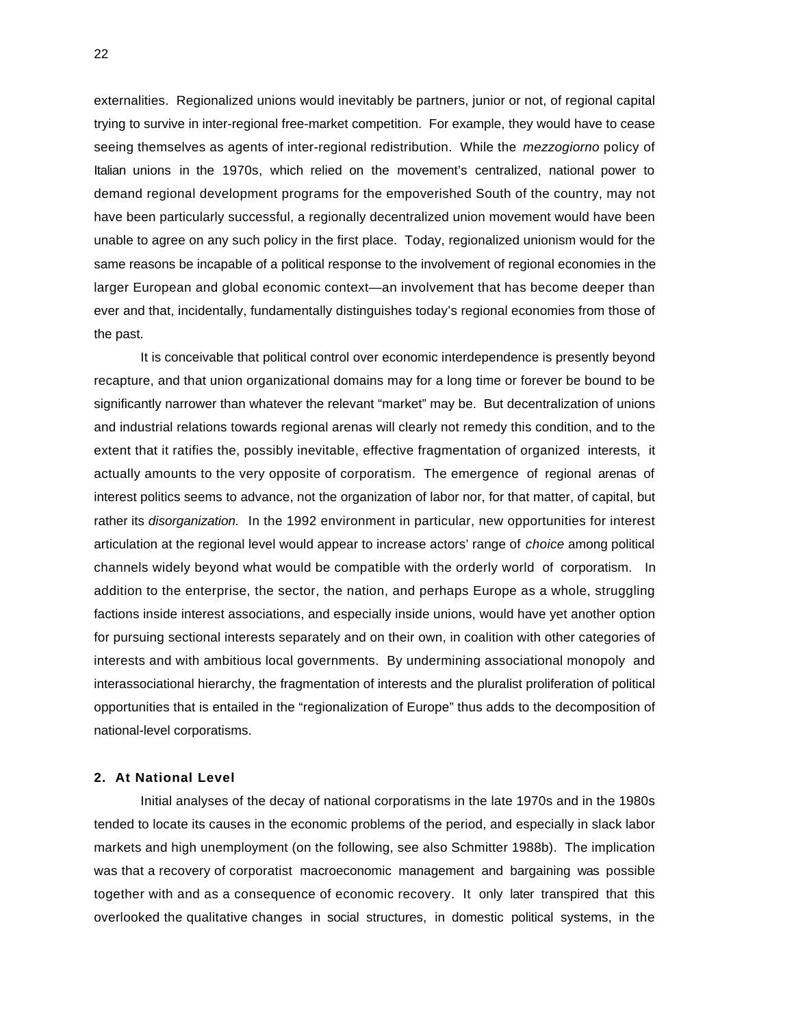externalities. Regionalized unions would inevitably be partners, junior or not, of regional capital trying to survive in inter-regional free-market competition. For example, they would have to cease seeing themselves as agents of inter-regional redistribution. While the *mezzogiorno* policy of Italian unions in the 1970s, which relied on the movement's centralized, national power to demand regional development programs for the empoverished South of the country, may not have been particularly successful, a regionally decentralized union movement would have been unable to agree on any such policy in the first place. Today, regionalized unionism would for the same reasons be incapable of a political response to the involvement of regional economies in the larger European and global economic context—an involvement that has become deeper than ever and that, incidentally, fundamentally distinguishes today's regional economies from those of the past.

It is conceivable that political control over economic interdependence is presently beyond recapture, and that union organizational domains may for a long time or forever be bound to be significantly narrower than whatever the relevant "market" may be. But decentralization of unions and industrial relations towards regional arenas will clearly not remedy this condition, and to the extent that it ratifies the, possibly inevitable, effective fragmentation of organized interests, it actually amounts to the very opposite of corporatism. The emergence of regional arenas of interest politics seems to advance, not the organization of labor nor, for that matter, of capital, but rather its *disorganization.* In the 1992 environment in particular, new opportunities for interest articulation at the regional level would appear to increase actors' range of *choice* among political channels widely beyond what would be compatible with the orderly world of corporatism. In addition to the enterprise, the sector, the nation, and perhaps Europe as a whole, struggling factions inside interest associations, and especially inside unions, would have yet another option for pursuing sectional interests separately and on their own, in coalition with other categories of interests and with ambitious local governments. By undermining associational monopoly and interassociational hierarchy, the fragmentation of interests and the pluralist proliferation of political opportunities that is entailed in the "regionalization of Europe" thus adds to the decomposition of national-level corporatisms.

### 2. At National Level

Initial analyses of the decay of national corporatisms in the late 1970s and in the 1980s tended to locate its causes in the economic problems of the period, and especially in slack labor markets and high unemployment (on the following, see also Schmitter 1988b). The implication was that a recovery of corporatist macroeconomic management and bargaining was possible together with and as a consequence of economic recovery. It only later transpired that this overlooked the qualitative changes in social structures, in domestic political systems, in the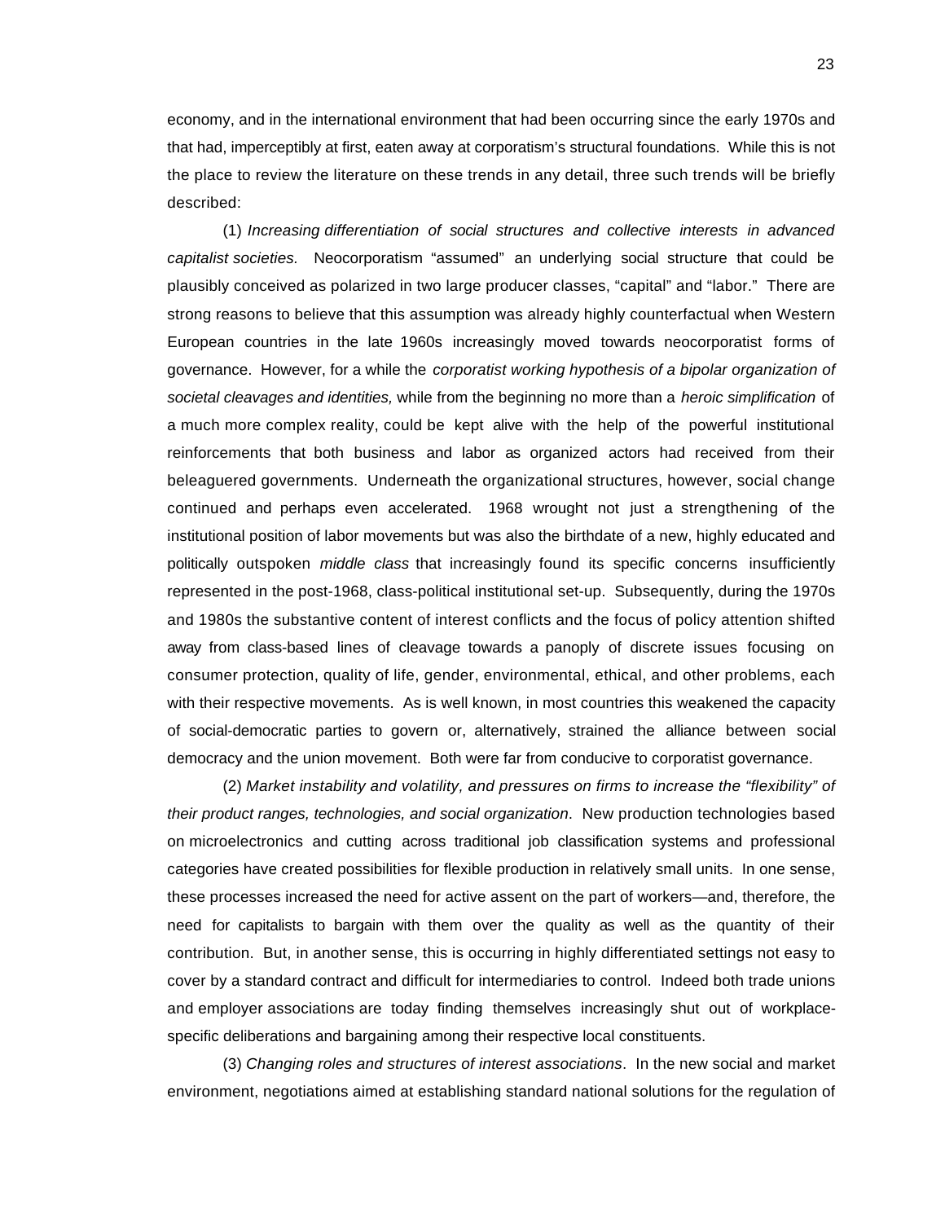economy, and in the international environment that had been occurring since the early 1970s and that had, imperceptibly at first, eaten away at corporatism's structural foundations. While this is not the place to review the literature on these trends in any detail, three such trends will be briefly described:

(1) *Increasing differentiation of social structures and collective interests in advanced capitalist societies.* Neocorporatism "assumed" an underlying social structure that could be plausibly conceived as polarized in two large producer classes, "capital" and "labor." There are strong reasons to believe that this assumption was already highly counterfactual when Western European countries in the late 1960s increasingly moved towards neocorporatist forms of governance. However, for a while the *corporatist working hypothesis of a bipolar organization of societal cleavages and identities,* while from the beginning no more than a *heroic simplification* of a much more complex reality, could be kept alive with the help of the powerful institutional reinforcements that both business and labor as organized actors had received from their beleaguered governments. Underneath the organizational structures, however, social change continued and perhaps even accelerated. 1968 wrought not just a strengthening of the institutional position of labor movements but was also the birthdate of a new, highly educated and politically outspoken *middle class* that increasingly found its specific concerns insufficiently represented in the post-1968, class-political institutional set-up. Subsequently, during the 1970s and 1980s the substantive content of interest conflicts and the focus of policy attention shifted away from class-based lines of cleavage towards a panoply of discrete issues focusing on consumer protection, quality of life, gender, environmental, ethical, and other problems, each with their respective movements. As is well known, in most countries this weakened the capacity of social-democratic parties to govern or, alternatively, strained the alliance between social democracy and the union movement. Both were far from conducive to corporatist governance.

(2) *Market instability and volatility, and pressures on firms to increase the "flexibility" of their product ranges, technologies, and social organization*. New production technologies based on microelectronics and cutting across traditional job classification systems and professional categories have created possibilities for flexible production in relatively small units. In one sense, these processes increased the need for active assent on the part of workers—and, therefore, the need for capitalists to bargain with them over the quality as well as the quantity of their contribution. But, in another sense, this is occurring in highly differentiated settings not easy to cover by a standard contract and difficult for intermediaries to control. Indeed both trade unions and employer associations are today finding themselves increasingly shut out of workplace-specific deliberations and bargaining among their respective local constituents.

(3) *Changing roles and structures of interest associations*. In the new social and market environment, negotiations aimed at establishing standard national solutions for the regulation of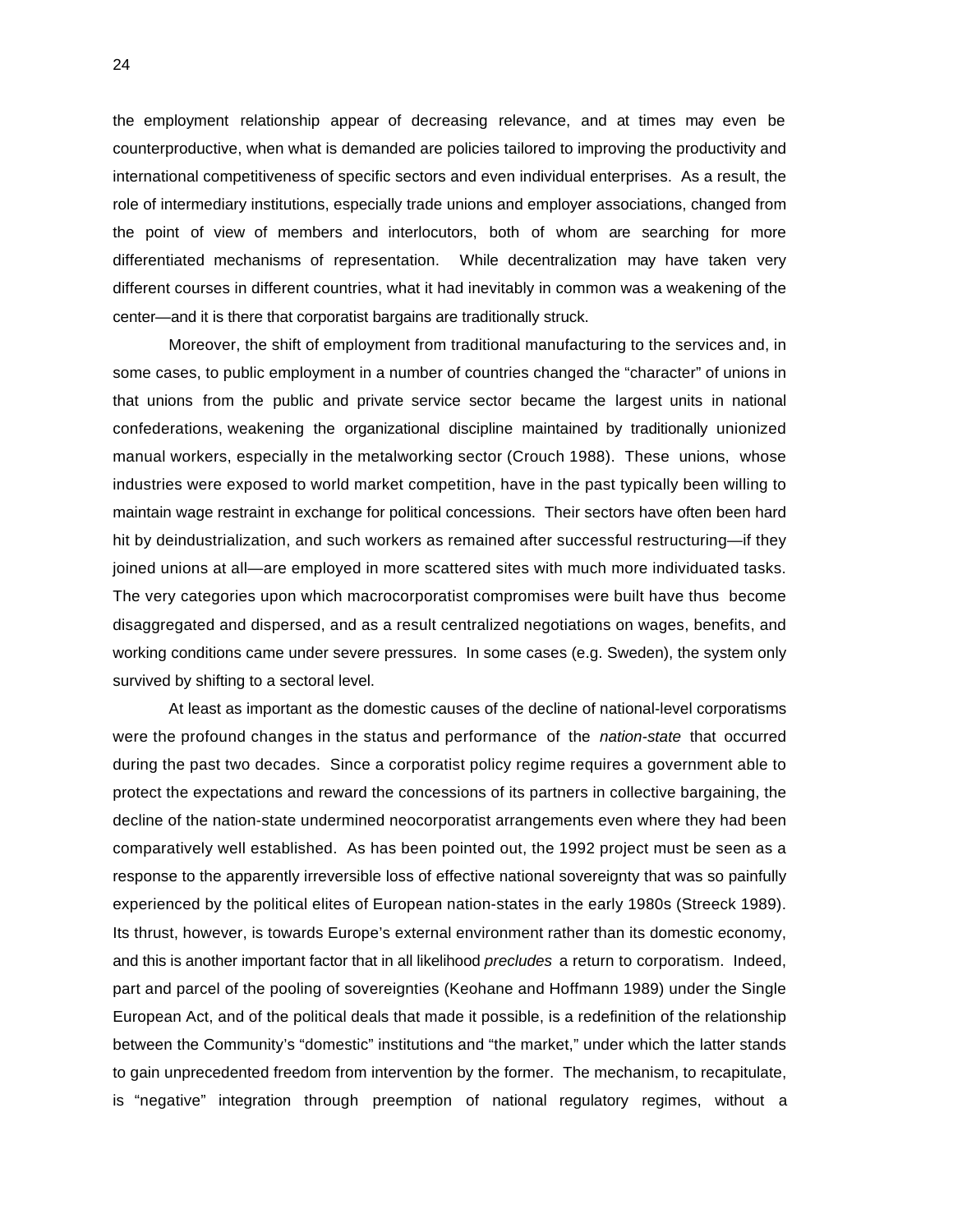the employment relationship appear of decreasing relevance, and at times may even be counterproductive, when what is demanded are policies tailored to improving the productivity and international competitiveness of specific sectors and even individual enterprises. As a result, the role of intermediary institutions, especially trade unions and employer associations, changed from the point of view of members and interlocutors, both of whom are searching for more differentiated mechanisms of representation. While decentralization may have taken very different courses in different countries, what it had inevitably in common was a weakening of the center—and it is there that corporatist bargains are traditionally struck.

Moreover, the shift of employment from traditional manufacturing to the services and, in some cases, to public employment in a number of countries changed the "character" of unions in that unions from the public and private service sector became the largest units in national confederations, weakening the organizational discipline maintained by traditionally unionized manual workers, especially in the metalworking sector (Crouch 1988). These unions, whose industries were exposed to world market competition, have in the past typically been willing to maintain wage restraint in exchange for political concessions. Their sectors have often been hard hit by deindustrialization, and such workers as remained after successful restructuring—if they joined unions at all—are employed in more scattered sites with much more individuated tasks. The very categories upon which macrocorporatist compromises were built have thus become disaggregated and dispersed, and as a result centralized negotiations on wages, benefits, and working conditions came under severe pressures. In some cases (e.g. Sweden), the system only survived by shifting to a sectoral level.

At least as important as the domestic causes of the decline of national-level corporatisms were the profound changes in the status and performance of the *nation-state* that occurred during the past two decades. Since a corporatist policy regime requires a government able to protect the expectations and reward the concessions of its partners in collective bargaining, the decline of the nation-state undermined neocorporatist arrangements even where they had been comparatively well established. As has been pointed out, the 1992 project must be seen as a response to the apparently irreversible loss of effective national sovereignty that was so painfully experienced by the political elites of European nation-states in the early 1980s (Streeck 1989). Its thrust, however, is towards Europe's external environment rather than its domestic economy, and this is another important factor that in all likelihood *precludes* a return to corporatism. Indeed, part and parcel of the pooling of sovereignties (Keohane and Hoffmann 1989) under the Single European Act, and of the political deals that made it possible, is a redefinition of the relationship between the Community's "domestic" institutions and "the market," under which the latter stands to gain unprecedented freedom from intervention by the former. The mechanism, to recapitulate, is "negative" integration through preemption of national regulatory regimes, without a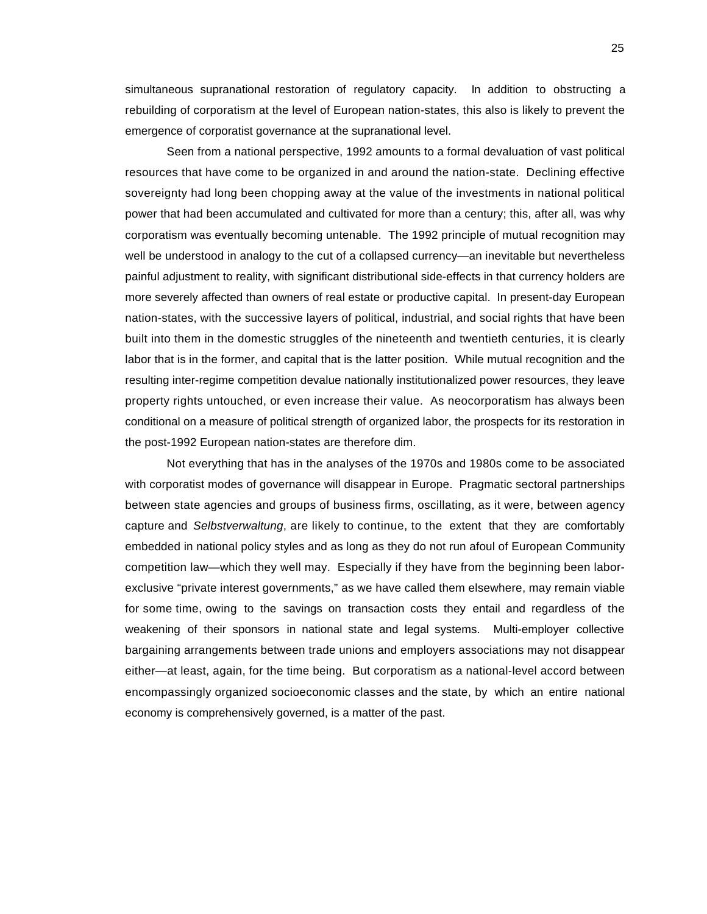simultaneous supranational restoration of regulatory capacity. In addition to obstructing a rebuilding of corporatism at the level of European nation-states, this also is likely to prevent the emergence of corporatist governance at the supranational level.

Seen from a national perspective, 1992 amounts to a formal devaluation of vast political resources that have come to be organized in and around the nation-state. Declining effective sovereignty had long been chopping away at the value of the investments in national political power that had been accumulated and cultivated for more than a century; this, after all, was why corporatism was eventually becoming untenable. The 1992 principle of mutual recognition may well be understood in analogy to the cut of a collapsed currency—an inevitable but nevertheless painful adjustment to reality, with significant distributional side-effects in that currency holders are more severely affected than owners of real estate or productive capital. In present-day European nation-states, with the successive layers of political, industrial, and social rights that have been built into them in the domestic struggles of the nineteenth and twentieth centuries, it is clearly labor that is in the former, and capital that is the latter position. While mutual recognition and the resulting inter-regime competition devalue nationally institutionalized power resources, they leave property rights untouched, or even increase their value. As neocorporatism has always been conditional on a measure of political strength of organized labor, the prospects for its restoration in the post-1992 European nation-states are therefore dim.

Not everything that has in the analyses of the 1970s and 1980s come to be associated with corporatist modes of governance will disappear in Europe. Pragmatic sectoral partnerships between state agencies and groups of business firms, oscillating, as it were, between agency capture and *Selbstverwaltung*, are likely to continue, to the extent that they are comfortably embedded in national policy styles and as long as they do not run afoul of European Community competition law—which they well may. Especially if they have from the beginning been labor-exclusive "private interest governments," as we have called them elsewhere, may remain viable for some time, owing to the savings on transaction costs they entail and regardless of the weakening of their sponsors in national state and legal systems. Multi-employer collective bargaining arrangements between trade unions and employers associations may not disappear either—at least, again, for the time being. But corporatism as a national-level accord between encompassingly organized socioeconomic classes and the state, by which an entire national economy is comprehensively governed, is a matter of the past.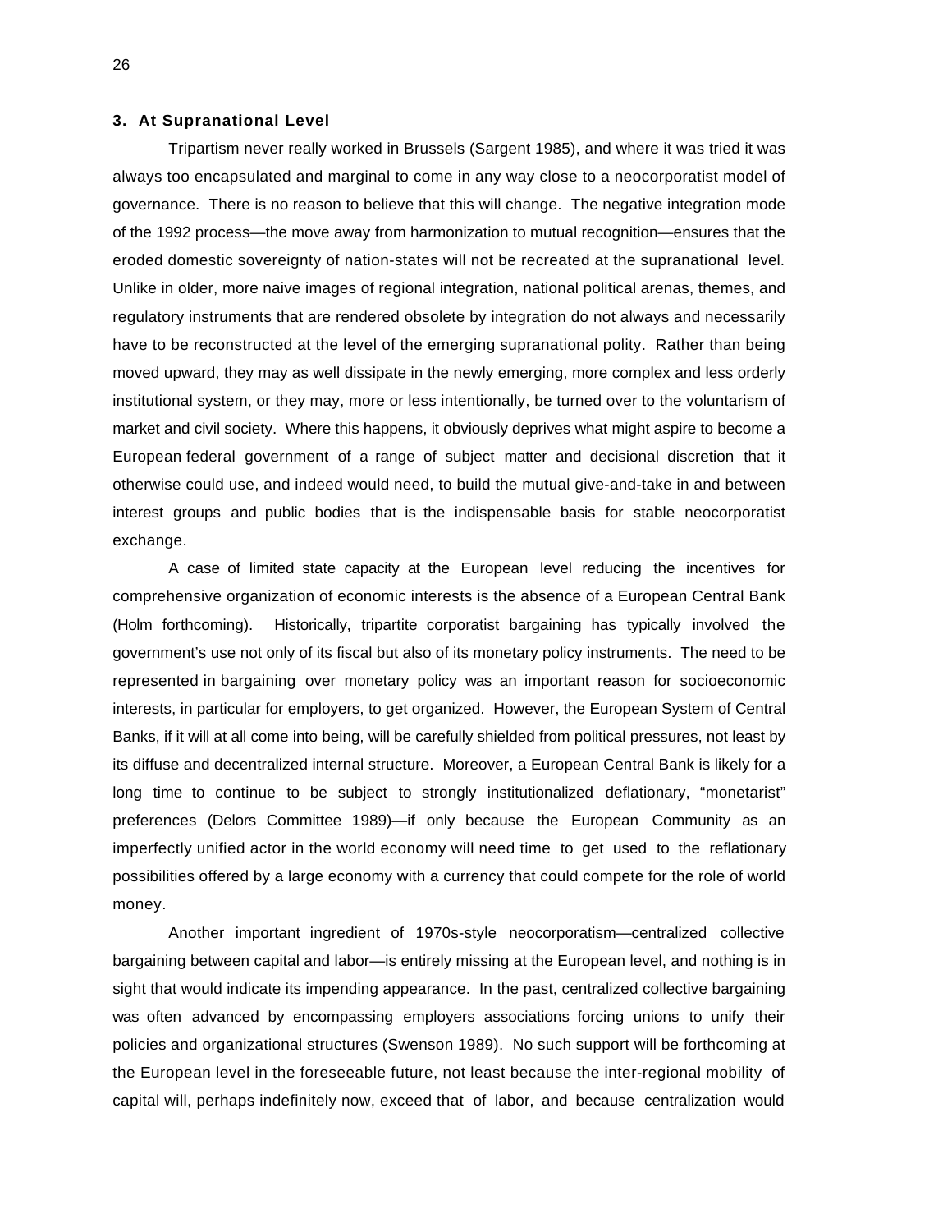### 3. At Supranational Level

Tripartism never really worked in Brussels (Sargent 1985), and where it was tried it was always too encapsulated and marginal to come in any way close to a neocorporatist model of governance. There is no reason to believe that this will change. The negative integration mode of the 1992 process—the move away from harmonization to mutual recognition—ensures that the eroded domestic sovereignty of nation-states will not be recreated at the supranational level. Unlike in older, more naive images of regional integration, national political arenas, themes, and regulatory instruments that are rendered obsolete by integration do not always and necessarily have to be reconstructed at the level of the emerging supranational polity. Rather than being moved upward, they may as well dissipate in the newly emerging, more complex and less orderly institutional system, or they may, more or less intentionally, be turned over to the voluntarism of market and civil society. Where this happens, it obviously deprives what might aspire to become a European federal government of a range of subject matter and decisional discretion that it otherwise could use, and indeed would need, to build the mutual give-and-take in and between interest groups and public bodies that is the indispensable basis for stable neocorporatist exchange.

A case of limited state capacity at the European level reducing the incentives for comprehensive organization of economic interests is the absence of a European Central Bank (Holm forthcoming). Historically, tripartite corporatist bargaining has typically involved the government's use not only of its fiscal but also of its monetary policy instruments. The need to be represented in bargaining over monetary policy was an important reason for socioeconomic interests, in particular for employers, to get organized. However, the European System of Central Banks, if it will at all come into being, will be carefully shielded from political pressures, not least by its diffuse and decentralized internal structure. Moreover, a European Central Bank is likely for a long time to continue to be subject to strongly institutionalized deflationary, "monetarist" preferences (Delors Committee 1989)—if only because the European Community as an imperfectly unified actor in the world economy will need time to get used to the reflationary possibilities offered by a large economy with a currency that could compete for the role of world money.

Another important ingredient of 1970s-style neocorporatism—centralized collective bargaining between capital and labor—is entirely missing at the European level, and nothing is in sight that would indicate its impending appearance. In the past, centralized collective bargaining was often advanced by encompassing employers associations forcing unions to unify their policies and organizational structures (Swenson 1989). No such support will be forthcoming at the European level in the foreseeable future, not least because the inter-regional mobility of capital will, perhaps indefinitely now, exceed that of labor, and because centralization would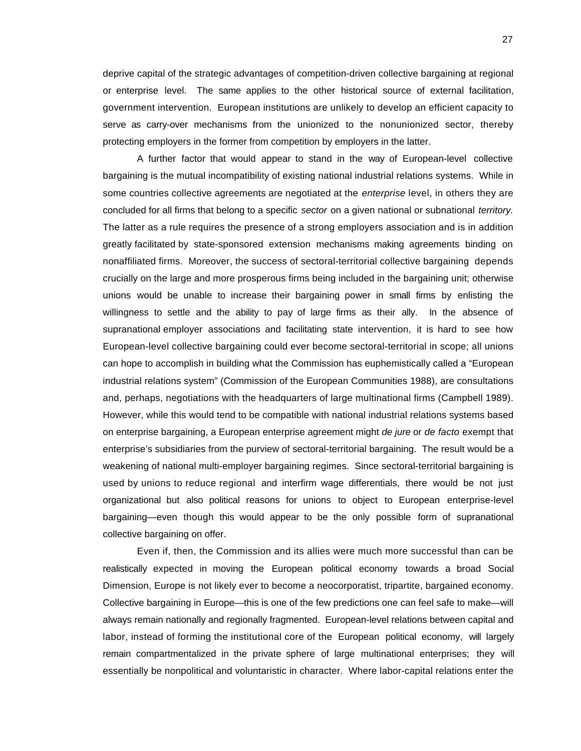deprive capital of the strategic advantages of competition-driven collective bargaining at regional or enterprise level. The same applies to the other historical source of external facilitation, government intervention. European institutions are unlikely to develop an efficient capacity to serve as carry-over mechanisms from the unionized to the nonunionized sector, thereby protecting employers in the former from competition by employers in the latter.

A further factor that would appear to stand in the way of European-level collective bargaining is the mutual incompatibility of existing national industrial relations systems. While in some countries collective agreements are negotiated at the *enterprise* level, in others they are concluded for all firms that belong to a specific *sector* on a given national or subnational *territory.* The latter as a rule requires the presence of a strong employers association and is in addition greatly facilitated by state-sponsored extension mechanisms making agreements binding on nonaffiliated firms. Moreover, the success of sectoral-territorial collective bargaining depends crucially on the large and more prosperous firms being included in the bargaining unit; otherwise unions would be unable to increase their bargaining power in small firms by enlisting the willingness to settle and the ability to pay of large firms as their ally. In the absence of supranational employer associations and facilitating state intervention, it is hard to see how European-level collective bargaining could ever become sectoral-territorial in scope; all unions can hope to accomplish in building what the Commission has euphemistically called a "European industrial relations system" (Commission of the European Communities 1988), are consultations and, perhaps, negotiations with the headquarters of large multinational firms (Campbell 1989). However, while this would tend to be compatible with national industrial relations systems based on enterprise bargaining, a European enterprise agreement might *de jure* or *de facto* exempt that enterprise's subsidiaries from the purview of sectoral-territorial bargaining. The result would be a weakening of national multi-employer bargaining regimes. Since sectoral-territorial bargaining is used by unions to reduce regional and interfirm wage differentials, there would be not just organizational but also political reasons for unions to object to European enterprise-level bargaining—even though this would appear to be the only possible form of supranational collective bargaining on offer.

Even if, then, the Commission and its allies were much more successful than can be realistically expected in moving the European political economy towards a broad Social Dimension, Europe is not likely ever to become a neocorporatist, tripartite, bargained economy. Collective bargaining in Europe—this is one of the few predictions one can feel safe to make—will always remain nationally and regionally fragmented. European-level relations between capital and labor, instead of forming the institutional core of the European political economy, will largely remain compartmentalized in the private sphere of large multinational enterprises; they will essentially be nonpolitical and voluntaristic in character. Where labor-capital relations enter the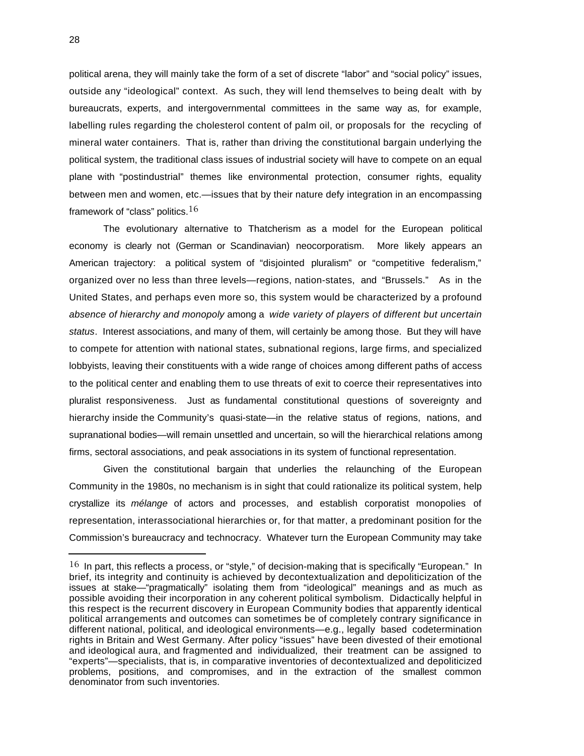political arena, they will mainly take the form of a set of discrete "labor" and "social policy" issues, outside any "ideological" context. As such, they will lend themselves to being dealt with by bureaucrats, experts, and intergovernmental committees in the same way as, for example, labelling rules regarding the cholesterol content of palm oil, or proposals for the recycling of mineral water containers. That is, rather than driving the constitutional bargain underlying the political system, the traditional class issues of industrial society will have to compete on an equal plane with "postindustrial" themes like environmental protection, consumer rights, equality between men and women, etc.—issues that by their nature defy integration in an encompassing framework of "class" politics.[16]

The evolutionary alternative to Thatcherism as a model for the European political economy is clearly not (German or Scandinavian) neocorporatism. More likely appears an American trajectory: a political system of "disjointed pluralism" or "competitive federalism," organized over no less than three levels—regions, nation-states, and "Brussels." As in the United States, and perhaps even more so, this system would be characterized by a profound *absence of hierarchy and monopoly* among a *wide variety of players of different but uncertain status*. Interest associations, and many of them, will certainly be among those. But they will have to compete for attention with national states, subnational regions, large firms, and specialized lobbyists, leaving their constituents with a wide range of choices among different paths of access to the political center and enabling them to use threats of exit to coerce their representatives into pluralist responsiveness. Just as fundamental constitutional questions of sovereignty and hierarchy inside the Community's quasi-state—in the relative status of regions, nations, and supranational bodies—will remain unsettled and uncertain, so will the hierarchical relations among firms, sectoral associations, and peak associations in its system of functional representation.

Given the constitutional bargain that underlies the relaunching of the European Community in the 1980s, no mechanism is in sight that could rationalize its political system, help crystallize its *mélange* of actors and processes, and establish corporatist monopolies of representation, interassociational hierarchies or, for that matter, a predominant position for the Commission's bureaucracy and technocracy. Whatever turn the European Community may take

---

[16] In part, this reflects a process, or "style," of decision-making that is specifically "European." In brief, its integrity and continuity is achieved by decontextualization and depoliticization of the issues at stake—"pragmatically" isolating them from "ideological" meanings and as much as possible avoiding their incorporation in any coherent political symbolism. Didactically helpful in this respect is the recurrent discovery in European Community bodies that apparently identical political arrangements and outcomes can sometimes be of completely contrary significance in different national, political, and ideological environments—e.g., legally based codetermination rights in Britain and West Germany. After policy "issues" have been divested of their emotional and ideological aura, and fragmented and individualized, their treatment can be assigned to "experts"—specialists, that is, in comparative inventories of decontextualized and depoliticized problems, positions, and compromises, and in the extraction of the smallest common denominator from such inventories.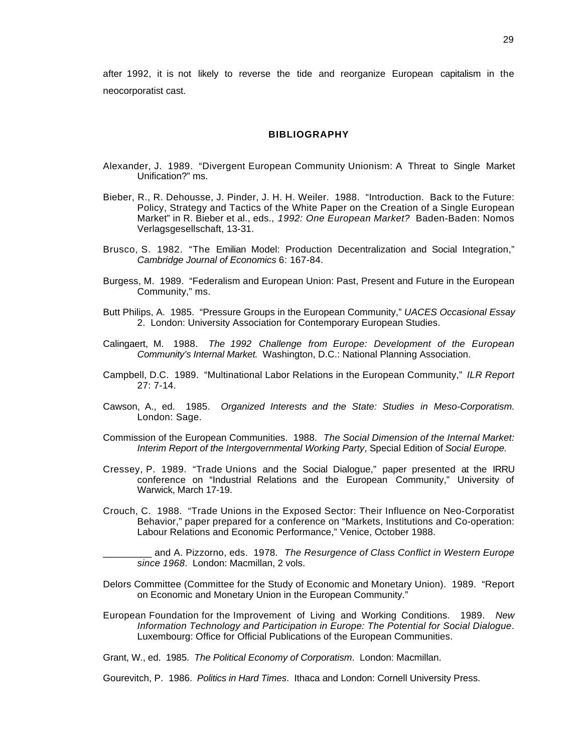after 1992, it is not likely to reverse the tide and reorganize European capitalism in the neocorporatist cast.

## BIBLIOGRAPHY

Alexander, J. 1989. "Divergent European Community Unionism: A Threat to Single Market Unification?" ms.

Bieber, R., R. Dehousse, J. Pinder, J. H. H. Weiler. 1988. "Introduction. Back to the Future: Policy, Strategy and Tactics of the White Paper on the Creation of a Single European Market" in R. Bieber et al., eds., *1992: One European Market?* Baden-Baden: Nomos Verlagsgesellschaft, 13-31.

Brusco, S. 1982. "The Emilian Model: Production Decentralization and Social Integration," *Cambridge Journal of Economics* 6: 167-84.

Burgess, M. 1989. "Federalism and European Union: Past, Present and Future in the European Community," ms.

Butt Philips, A. 1985. "Pressure Groups in the European Community," *UACES Occasional Essay* 2. London: University Association for Contemporary European Studies.

Calingaert, M. 1988. *The 1992 Challenge from Europe: Development of the European Community's Internal Market.* Washington, D.C.: National Planning Association.

Campbell, D.C. 1989. "Multinational Labor Relations in the European Community," *ILR Report* 27: 7-14.

Cawson, A., ed. 1985. *Organized Interests and the State: Studies in Meso-Corporatism*. London: Sage.

Commission of the European Communities. 1988. *The Social Dimension of the Internal Market: Interim Report of the Intergovernmental Working Party*, Special Edition of *Social Europe.*

Cressey, P. 1989. "Trade Unions and the Social Dialogue," paper presented at the IRRU conference on "Industrial Relations and the European Community," University of Warwick, March 17-19.

Crouch, C. 1988. "Trade Unions in the Exposed Sector: Their Influence on Neo-Corporatist Behavior," paper prepared for a conference on "Markets, Institutions and Co-operation: Labour Relations and Economic Performance," Venice, October 1988.

_________ and A. Pizzorno, eds. 1978. *The Resurgence of Class Conflict in Western Europe since 1968*. London: Macmillan, 2 vols.

Delors Committee (Committee for the Study of Economic and Monetary Union). 1989. "Report on Economic and Monetary Union in the European Community."

European Foundation for the Improvement of Living and Working Conditions. 1989. *New Information Technology and Participation in Europe: The Potential for Social Dialogue*. Luxembourg: Office for Official Publications of the European Communities.

Grant, W., ed. 1985. *The Political Economy of Corporatism*. London: Macmillan.

Gourevitch, P. 1986. *Politics in Hard Times*. Ithaca and London: Cornell University Press.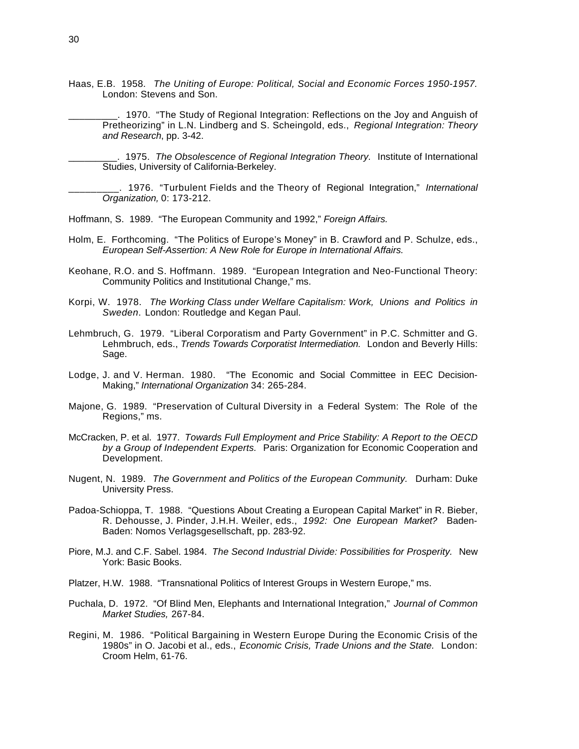Haas, E.B. 1958. *The Uniting of Europe: Political, Social and Economic Forces 1950-1957.* London: Stevens and Son.

_________. 1970. "The Study of Regional Integration: Reflections on the Joy and Anguish of Pretheorizing" in L.N. Lindberg and S. Scheingold, eds., *Regional Integration: Theory and Research*, pp. 3-42.

_________. 1975. *The Obsolescence of Regional Integration Theory.* Institute of International Studies, University of California-Berkeley.

_________. 1976. "Turbulent Fields and the Theory of Regional Integration," *International Organization,* 0: 173-212.

Hoffmann, S. 1989. "The European Community and 1992," *Foreign Affairs.*

Holm, E. Forthcoming. "The Politics of Europe's Money" in B. Crawford and P. Schulze, eds., *European Self-Assertion: A New Role for Europe in International Affairs.*

Keohane, R.O. and S. Hoffmann. 1989. "European Integration and Neo-Functional Theory: Community Politics and Institutional Change," ms.

Korpi, W. 1978. *The Working Class under Welfare Capitalism: Work, Unions and Politics in Sweden*. London: Routledge and Kegan Paul.

Lehmbruch, G. 1979. "Liberal Corporatism and Party Government" in P.C. Schmitter and G. Lehmbruch, eds., *Trends Towards Corporatist Intermediation.* London and Beverly Hills: Sage.

Lodge, J. and V. Herman. 1980. "The Economic and Social Committee in EEC Decision-Making," *International Organization* 34: 265-284.

Majone, G. 1989. "Preservation of Cultural Diversity in a Federal System: The Role of the Regions," ms.

McCracken, P. et al. 1977. *Towards Full Employment and Price Stability: A Report to the OECD by a Group of Independent Experts.* Paris: Organization for Economic Cooperation and Development.

Nugent, N. 1989. *The Government and Politics of the European Community.* Durham: Duke University Press.

Padoa-Schioppa, T. 1988. "Questions About Creating a European Capital Market" in R. Bieber, R. Dehousse, J. Pinder, J.H.H. Weiler, eds., *1992: One European Market?* Baden-Baden: Nomos Verlagsgesellschaft, pp. 283-92.

Piore, M.J. and C.F. Sabel. 1984. *The Second Industrial Divide: Possibilities for Prosperity.* New York: Basic Books.

Platzer, H.W. 1988. "Transnational Politics of Interest Groups in Western Europe," ms.

Puchala, D. 1972. "Of Blind Men, Elephants and International Integration," *Journal of Common Market Studies,* 267-84.

Regini, M. 1986. "Political Bargaining in Western Europe During the Economic Crisis of the 1980s" in O. Jacobi et al., eds., *Economic Crisis, Trade Unions and the State.* London: Croom Helm, 61-76.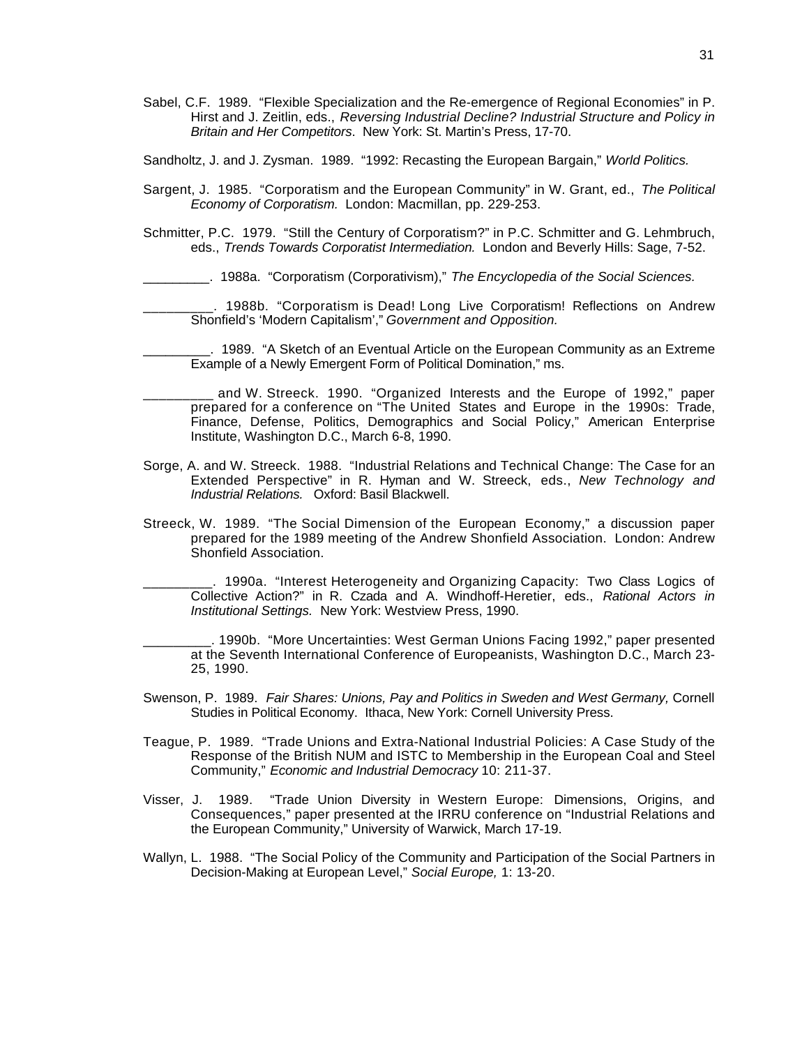Sabel, C.F. 1989. "Flexible Specialization and the Re-emergence of Regional Economies" in P. Hirst and J. Zeitlin, eds., *Reversing Industrial Decline? Industrial Structure and Policy in Britain and Her Competitors*. New York: St. Martin's Press, 17-70.

Sandholtz, J. and J. Zysman. 1989. "1992: Recasting the European Bargain," *World Politics.*

Sargent, J. 1985. "Corporatism and the European Community" in W. Grant, ed., *The Political Economy of Corporatism.* London: Macmillan, pp. 229-253.

Schmitter, P.C. 1979. "Still the Century of Corporatism?" in P.C. Schmitter and G. Lehmbruch, eds., *Trends Towards Corporatist Intermediation.* London and Beverly Hills: Sage, 7-52.

_________. 1988a. "Corporatism (Corporativism)," *The Encyclopedia of the Social Sciences.*

_________. 1988b. "Corporatism is Dead! Long Live Corporatism! Reflections on Andrew Shonfield's 'Modern Capitalism'," *Government and Opposition.*

_________. 1989. "A Sketch of an Eventual Article on the European Community as an Extreme Example of a Newly Emergent Form of Political Domination," ms.

_________ and W. Streeck. 1990. "Organized Interests and the Europe of 1992," paper prepared for a conference on "The United States and Europe in the 1990s: Trade, Finance, Defense, Politics, Demographics and Social Policy," American Enterprise Institute, Washington D.C., March 6-8, 1990.

Sorge, A. and W. Streeck. 1988. "Industrial Relations and Technical Change: The Case for an Extended Perspective" in R. Hyman and W. Streeck, eds., *New Technology and Industrial Relations.* Oxford: Basil Blackwell.

Streeck, W. 1989. "The Social Dimension of the European Economy," a discussion paper prepared for the 1989 meeting of the Andrew Shonfield Association. London: Andrew Shonfield Association.

_________. 1990a. "Interest Heterogeneity and Organizing Capacity: Two Class Logics of Collective Action?" in R. Czada and A. Windhoff-Heretier, eds., *Rational Actors in Institutional Settings.* New York: Westview Press, 1990.

_________. 1990b. "More Uncertainties: West German Unions Facing 1992," paper presented at the Seventh International Conference of Europeanists, Washington D.C., March 23-25, 1990.

Swenson, P. 1989. *Fair Shares: Unions, Pay and Politics in Sweden and West Germany,* Cornell Studies in Political Economy. Ithaca, New York: Cornell University Press.

Teague, P. 1989. "Trade Unions and Extra-National Industrial Policies: A Case Study of the Response of the British NUM and ISTC to Membership in the European Coal and Steel Community," *Economic and Industrial Democracy* 10: 211-37.

Visser, J. 1989. "Trade Union Diversity in Western Europe: Dimensions, Origins, and Consequences," paper presented at the IRRU conference on "Industrial Relations and the European Community," University of Warwick, March 17-19.

Wallyn, L. 1988. "The Social Policy of the Community and Participation of the Social Partners in Decision-Making at European Level," *Social Europe,* 1: 13-20.